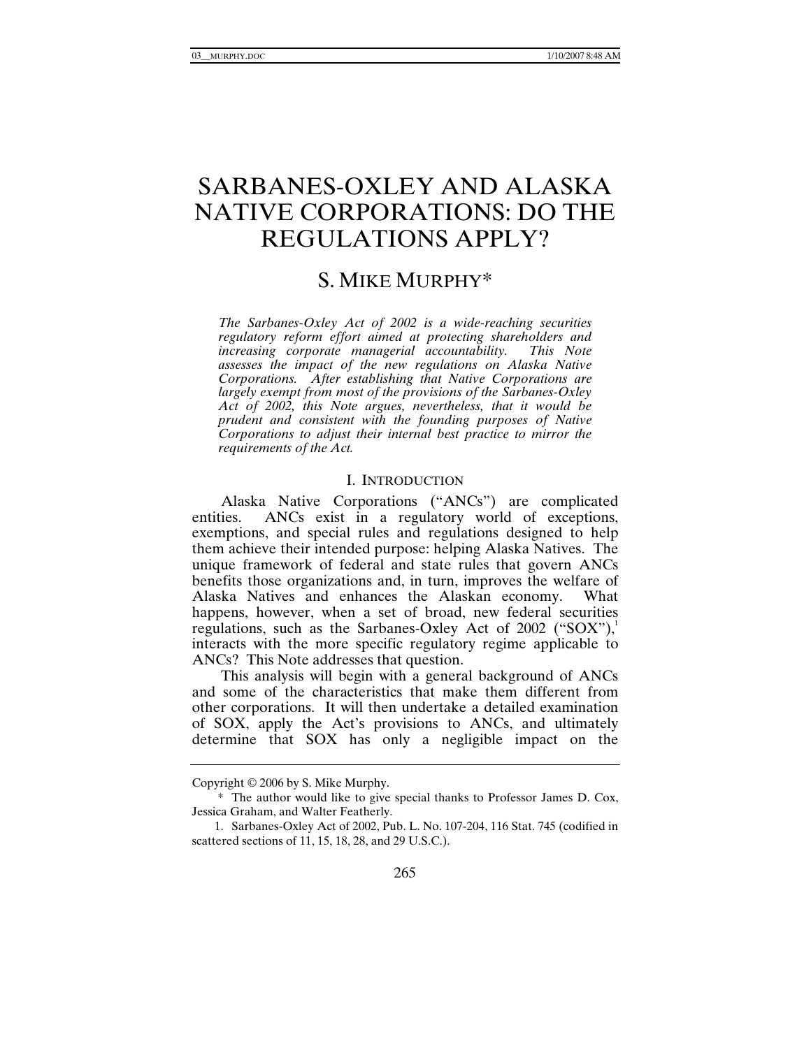# SARBANES-OXLEY AND ALASKA NATIVE CORPORATIONS: DO THE REGULATIONS APPLY?

## S. MIKE MURPHY*

*The Sarbanes-Oxley Act of 2002 is a wide-reaching securities regulatory reform effort aimed at protecting shareholders and increasing corporate managerial accountability. This Note assesses the impact of the new regulations on Alaska Native Corporations. After establishing that Native Corporations are largely exempt from most of the provisions of the Sarbanes-Oxley Act of 2002, this Note argues, nevertheless, that it would be prudent and consistent with the founding purposes of Native Corporations to adjust their internal best practice to mirror the requirements of the Act.*

### I. INTRODUCTION

Alaska Native Corporations ("ANCs") are complicated entities. ANCs exist in a regulatory world of exceptions, exemptions, and special rules and regulations designed to help them achieve their intended purpose: helping Alaska Natives. The unique framework of federal and state rules that govern ANCs benefits those organizations and, in turn, improves the welfare of Alaska Natives and enhances the Alaskan economy. What happens, however, when a set of broad, new federal securities regulations, such as the Sarbanes-Oxley Act of 2002 ("SOX"),[1] interacts with the more specific regulatory regime applicable to ANCs? This Note addresses that question.

This analysis will begin with a general background of ANCs and some of the characteristics that make them different from other corporations. It will then undertake a detailed examination of SOX, apply the Act's provisions to ANCs, and ultimately determine that SOX has only a negligible impact on the

---

Copyright © 2006 by S. Mike Murphy.

\* The author would like to give special thanks to Professor James D. Cox, Jessica Graham, and Walter Featherly.

1. Sarbanes-Oxley Act of 2002, Pub. L. No. 107-204, 116 Stat. 745 (codified in scattered sections of 11, 15, 18, 28, and 29 U.S.C.).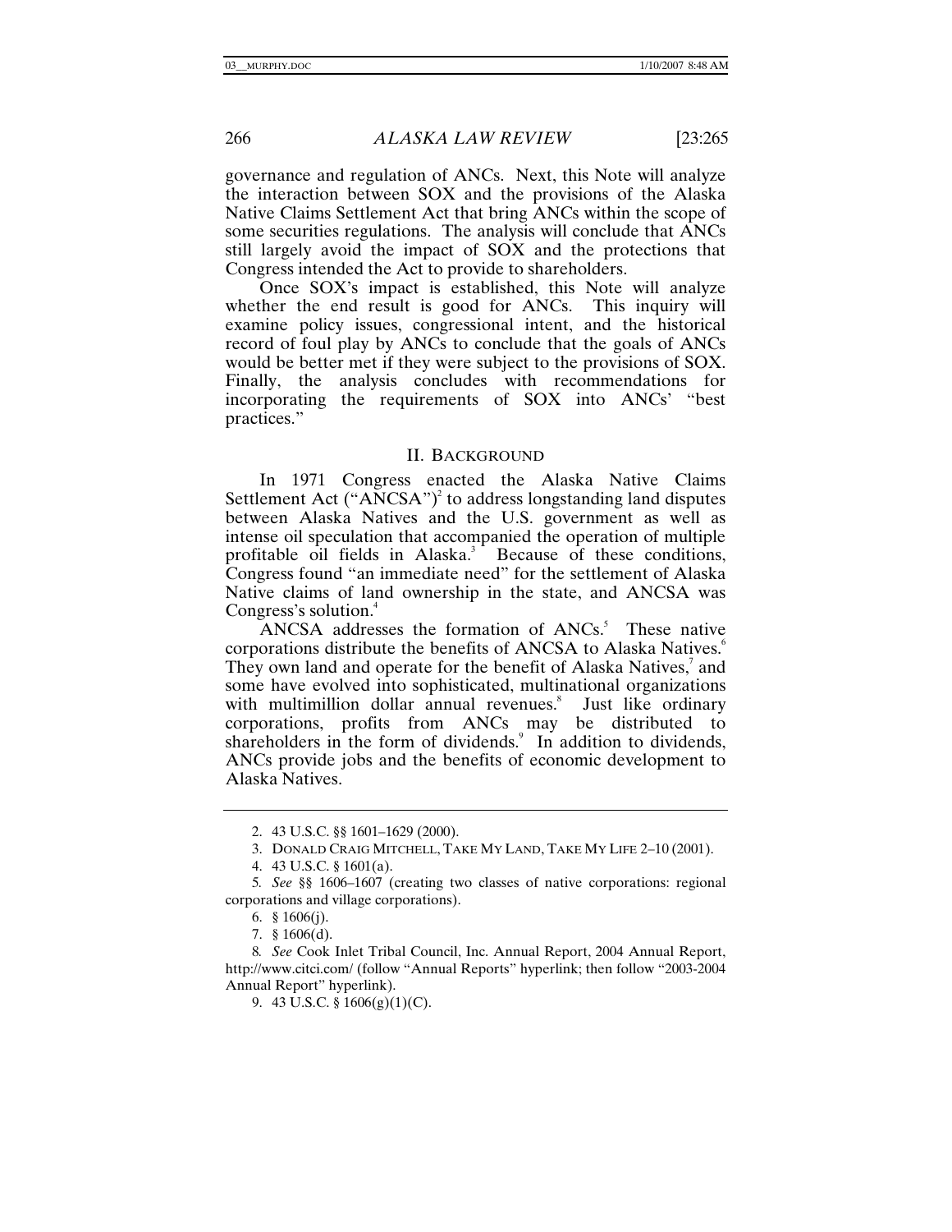governance and regulation of ANCs. Next, this Note will analyze the interaction between SOX and the provisions of the Alaska Native Claims Settlement Act that bring ANCs within the scope of some securities regulations. The analysis will conclude that ANCs still largely avoid the impact of SOX and the protections that Congress intended the Act to provide to shareholders.

Once SOX's impact is established, this Note will analyze whether the end result is good for ANCs. This inquiry will examine policy issues, congressional intent, and the historical record of foul play by ANCs to conclude that the goals of ANCs would be better met if they were subject to the provisions of SOX. Finally, the analysis concludes with recommendations for incorporating the requirements of SOX into ANCs' "best practices."

## II. BACKGROUND

In 1971 Congress enacted the Alaska Native Claims Settlement Act ("ANCSA")[2] to address longstanding land disputes between Alaska Natives and the U.S. government as well as intense oil speculation that accompanied the operation of multiple profitable oil fields in Alaska.[3] Because of these conditions, Congress found "an immediate need" for the settlement of Alaska Native claims of land ownership in the state, and ANCSA was Congress's solution.[4]

ANCSA addresses the formation of ANCs.[5] These native corporations distribute the benefits of ANCSA to Alaska Natives.[6] They own land and operate for the benefit of Alaska Natives,[7] and some have evolved into sophisticated, multinational organizations with multimillion dollar annual revenues.[8] Just like ordinary corporations, profits from ANCs may be distributed to shareholders in the form of dividends.[9] In addition to dividends, ANCs provide jobs and the benefits of economic development to Alaska Natives.

---

2. 43 U.S.C. §§ 1601–1629 (2000).

3. DONALD CRAIG MITCHELL, TAKE MY LAND, TAKE MY LIFE 2–10 (2001).

4. 43 U.S.C. § 1601(a).

5. *See* §§ 1606–1607 (creating two classes of native corporations: regional corporations and village corporations).

6. § 1606(j).

7. § 1606(d).

8. *See* Cook Inlet Tribal Council, Inc. Annual Report, 2004 Annual Report, http://www.citci.com/ (follow "Annual Reports" hyperlink; then follow "2003-2004 Annual Report" hyperlink).

9. 43 U.S.C. § 1606(g)(1)(C).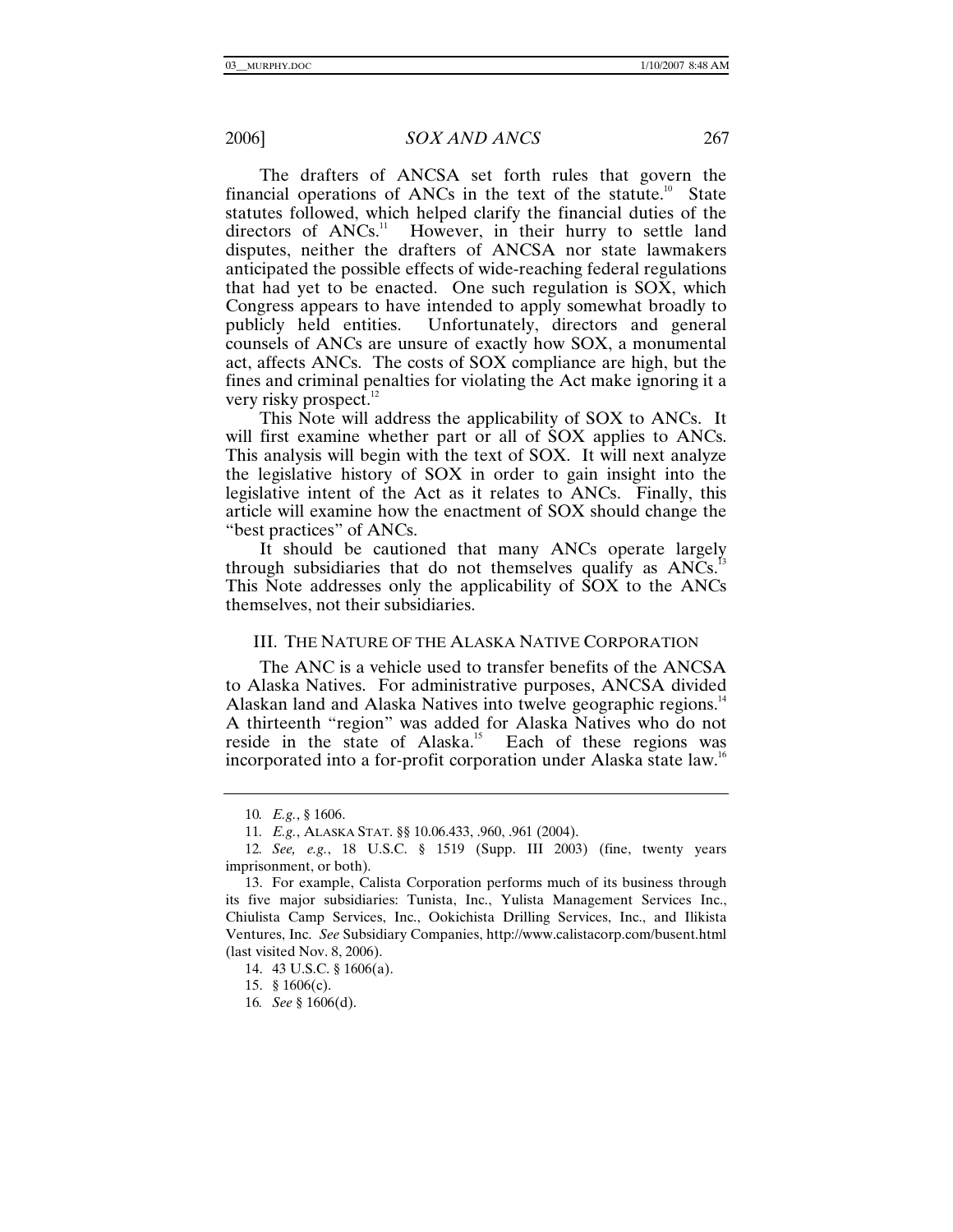The drafters of ANCSA set forth rules that govern the financial operations of ANCs in the text of the statute.[10] State statutes followed, which helped clarify the financial duties of the directors of ANCs.[11] However, in their hurry to settle land disputes, neither the drafters of ANCSA nor state lawmakers anticipated the possible effects of wide-reaching federal regulations that had yet to be enacted. One such regulation is SOX, which Congress appears to have intended to apply somewhat broadly to publicly held entities. Unfortunately, directors and general counsels of ANCs are unsure of exactly how SOX, a monumental act, affects ANCs. The costs of SOX compliance are high, but the fines and criminal penalties for violating the Act make ignoring it a very risky prospect.[12]

This Note will address the applicability of SOX to ANCs. It will first examine whether part or all of SOX applies to ANCs. This analysis will begin with the text of SOX. It will next analyze the legislative history of SOX in order to gain insight into the legislative intent of the Act as it relates to ANCs. Finally, this article will examine how the enactment of SOX should change the "best practices" of ANCs.

It should be cautioned that many ANCs operate largely through subsidiaries that do not themselves qualify as ANCs.[13] This Note addresses only the applicability of SOX to the ANCs themselves, not their subsidiaries.

## III. THE NATURE OF THE ALASKA NATIVE CORPORATION

The ANC is a vehicle used to transfer benefits of the ANCSA to Alaska Natives. For administrative purposes, ANCSA divided Alaskan land and Alaska Natives into twelve geographic regions.[14] A thirteenth "region" was added for Alaska Natives who do not reside in the state of Alaska.[15] Each of these regions was incorporated into a for-profit corporation under Alaska state law.[16]

---

10. *E.g.*, § 1606.

11. *E.g.*, ALASKA STAT. §§ 10.06.433, .960, .961 (2004).

12. *See, e.g.*, 18 U.S.C. § 1519 (Supp. III 2003) (fine, twenty years imprisonment, or both).

13. For example, Calista Corporation performs much of its business through its five major subsidiaries: Tunista, Inc., Yulista Management Services Inc., Chiulista Camp Services, Inc., Ookichista Drilling Services, Inc., and Ilikista Ventures, Inc. *See* Subsidiary Companies, http://www.calistacorp.com/busent.html (last visited Nov. 8, 2006).

14. 43 U.S.C. § 1606(a).

15. § 1606(c).

16. *See* § 1606(d).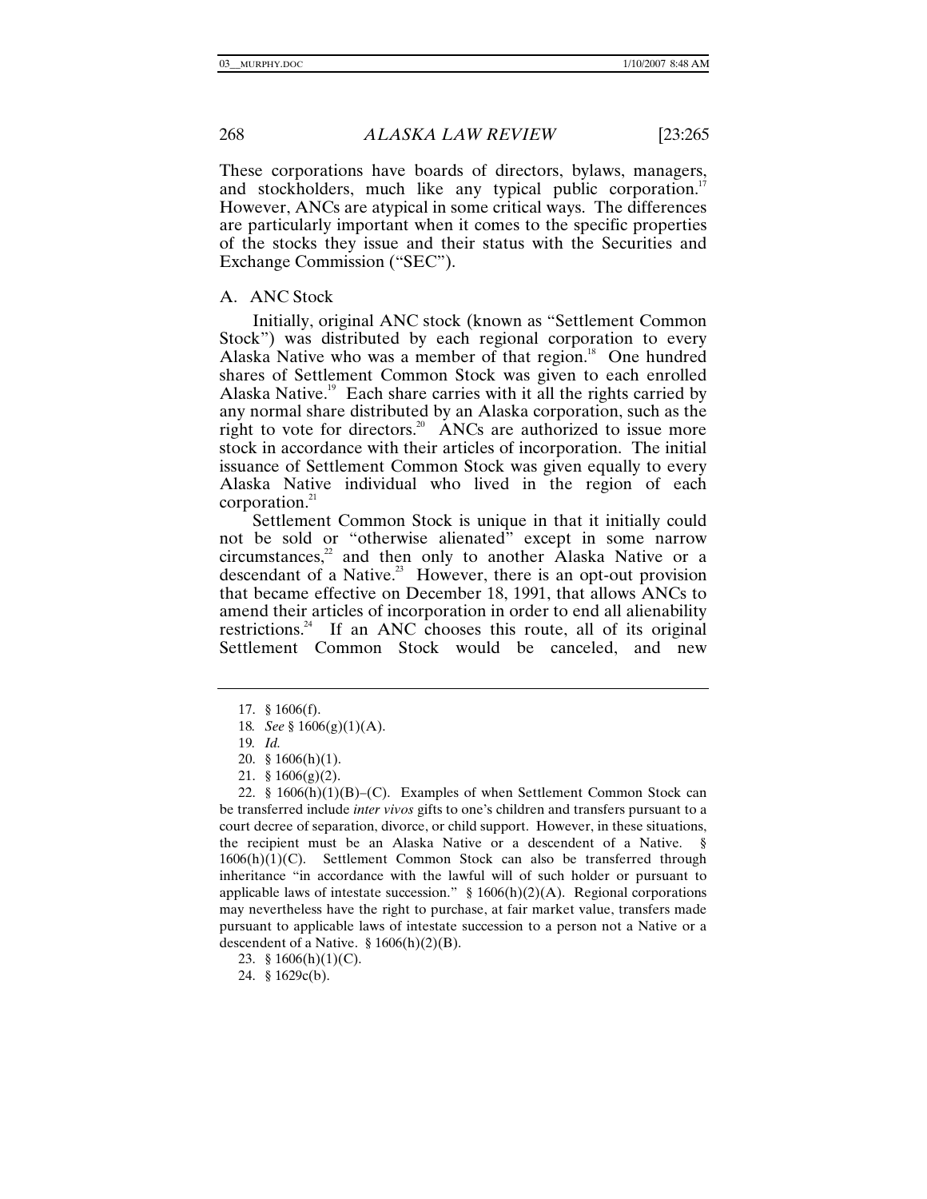These corporations have boards of directors, bylaws, managers, and stockholders, much like any typical public corporation.[17] However, ANCs are atypical in some critical ways. The differences are particularly important when it comes to the specific properties of the stocks they issue and their status with the Securities and Exchange Commission ("SEC").

### A. ANC Stock

Initially, original ANC stock (known as "Settlement Common Stock") was distributed by each regional corporation to every Alaska Native who was a member of that region.[18] One hundred shares of Settlement Common Stock was given to each enrolled Alaska Native.[19] Each share carries with it all the rights carried by any normal share distributed by an Alaska corporation, such as the right to vote for directors.[20] ANCs are authorized to issue more stock in accordance with their articles of incorporation. The initial issuance of Settlement Common Stock was given equally to every Alaska Native individual who lived in the region of each corporation.[21]

Settlement Common Stock is unique in that it initially could not be sold or "otherwise alienated" except in some narrow circumstances,[22] and then only to another Alaska Native or a descendant of a Native.[23] However, there is an opt-out provision that became effective on December 18, 1991, that allows ANCs to amend their articles of incorporation in order to end all alienability restrictions.[24] If an ANC chooses this route, all of its original Settlement Common Stock would be canceled, and new

---

17. § 1606(f).

18. *See* § 1606(g)(1)(A).

19. *Id.*

20. § 1606(h)(1).

21. § 1606(g)(2).

22. § 1606(h)(1)(B)–(C). Examples of when Settlement Common Stock can be transferred include *inter vivos* gifts to one's children and transfers pursuant to a court decree of separation, divorce, or child support. However, in these situations, the recipient must be an Alaska Native or a descendent of a Native. § 1606(h)(1)(C). Settlement Common Stock can also be transferred through inheritance "in accordance with the lawful will of such holder or pursuant to applicable laws of intestate succession." § 1606(h)(2)(A). Regional corporations may nevertheless have the right to purchase, at fair market value, transfers made pursuant to applicable laws of intestate succession to a person not a Native or a descendent of a Native. § 1606(h)(2)(B).

23. § 1606(h)(1)(C).

24. § 1629c(b).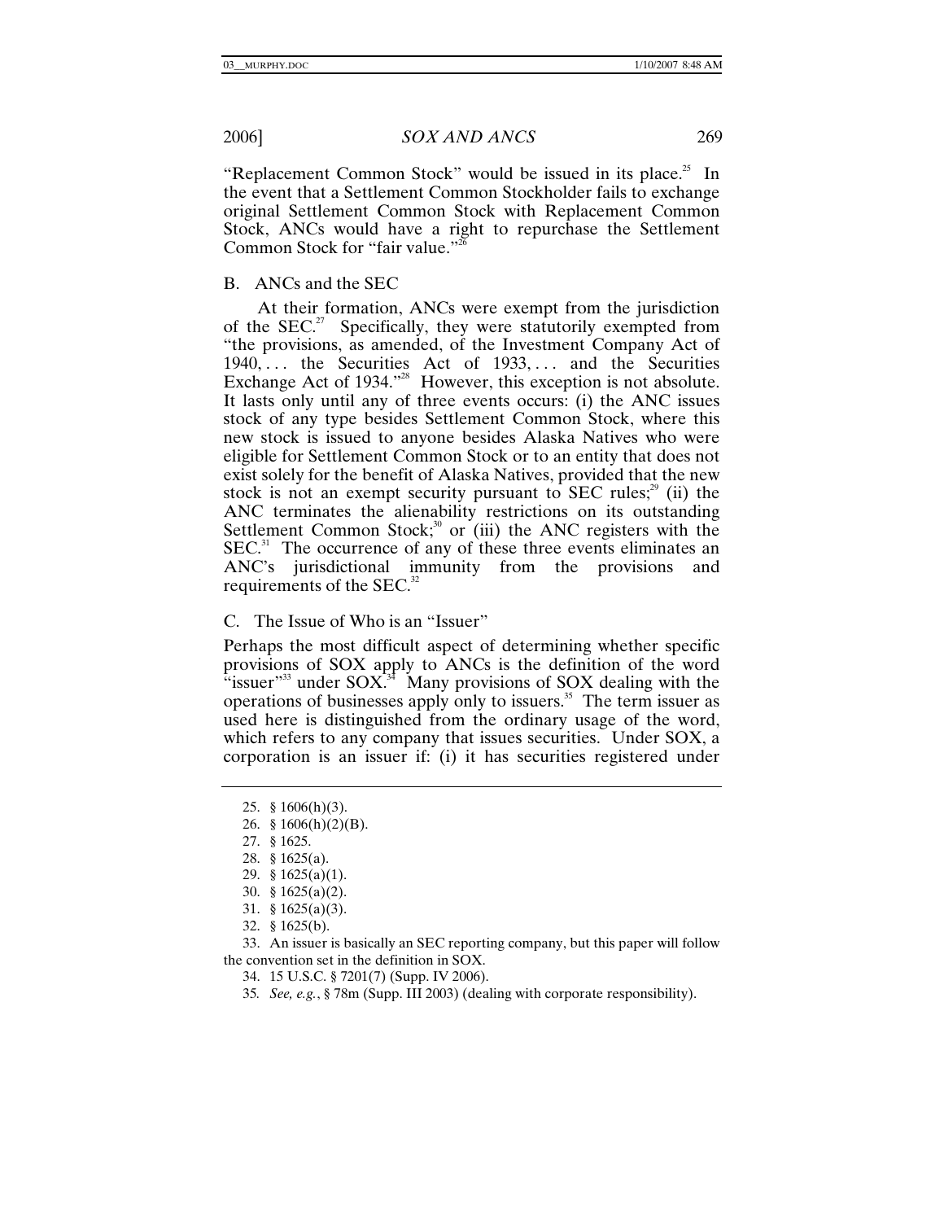"Replacement Common Stock" would be issued in its place.[25] In the event that a Settlement Common Stockholder fails to exchange original Settlement Common Stock with Replacement Common Stock, ANCs would have a right to repurchase the Settlement Common Stock for "fair value."[26]

### B. ANCs and the SEC

At their formation, ANCs were exempt from the jurisdiction of the SEC.[27] Specifically, they were statutorily exempted from "the provisions, as amended, of the Investment Company Act of 1940, . . . the Securities Act of 1933, . . . and the Securities Exchange Act of 1934."[28] However, this exception is not absolute. It lasts only until any of three events occurs: (i) the ANC issues stock of any type besides Settlement Common Stock, where this new stock is issued to anyone besides Alaska Natives who were eligible for Settlement Common Stock or to an entity that does not exist solely for the benefit of Alaska Natives, provided that the new stock is not an exempt security pursuant to SEC rules;[29] (ii) the ANC terminates the alienability restrictions on its outstanding Settlement Common Stock;[30] or (iii) the ANC registers with the SEC.[31] The occurrence of any of these three events eliminates an ANC's jurisdictional immunity from the provisions and requirements of the SEC.[32]

### C. The Issue of Who is an "Issuer"

Perhaps the most difficult aspect of determining whether specific provisions of SOX apply to ANCs is the definition of the word "issuer"[33] under SOX.[34] Many provisions of SOX dealing with the operations of businesses apply only to issuers.[35] The term issuer as used here is distinguished from the ordinary usage of the word, which refers to any company that issues securities. Under SOX, a corporation is an issuer if: (i) it has securities registered under

---

25. § 1606(h)(3).

26. § 1606(h)(2)(B).

27. § 1625.

28. § 1625(a).

29. § 1625(a)(1).

30. § 1625(a)(2).

31. § 1625(a)(3).

32. § 1625(b).

33. An issuer is basically an SEC reporting company, but this paper will follow the convention set in the definition in SOX.

34. 15 U.S.C. § 7201(7) (Supp. IV 2006).

35. *See, e.g.*, § 78m (Supp. III 2003) (dealing with corporate responsibility).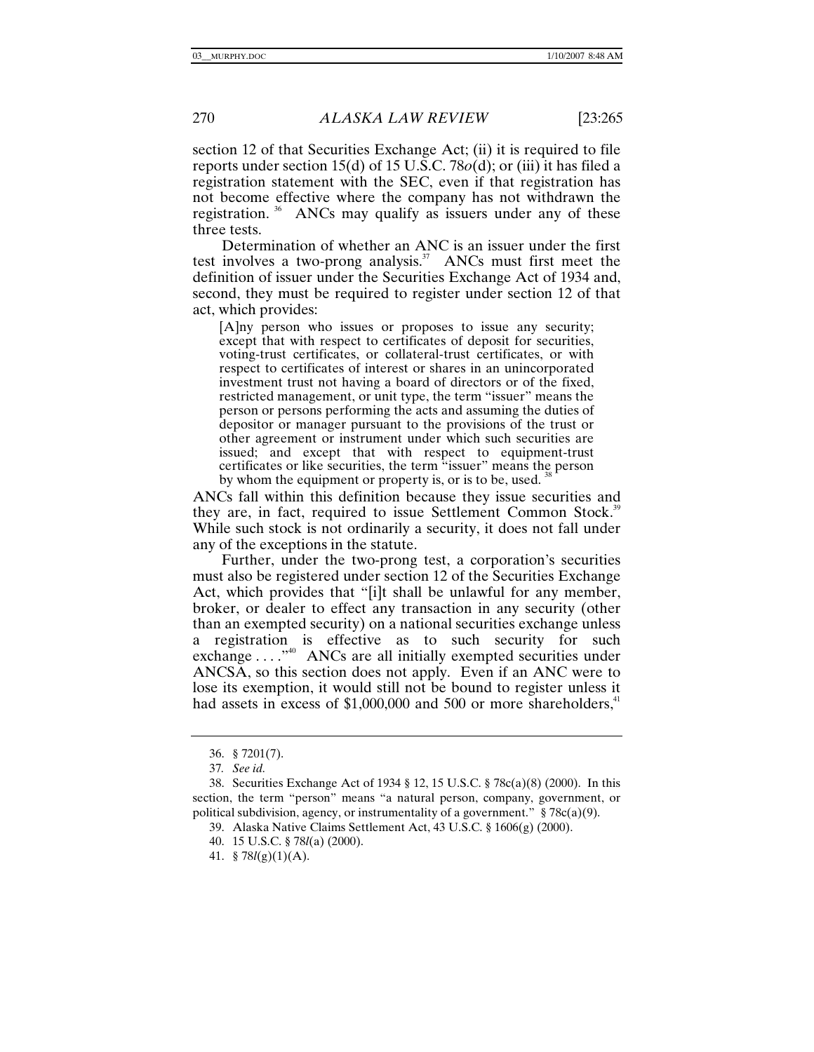section 12 of that Securities Exchange Act; (ii) it is required to file reports under section 15(d) of 15 U.S.C. 78*o*(d); or (iii) it has filed a registration statement with the SEC, even if that registration has not become effective where the company has not withdrawn the registration.[36] ANCs may qualify as issuers under any of these three tests.

Determination of whether an ANC is an issuer under the first test involves a two-prong analysis.[37] ANCs must first meet the definition of issuer under the Securities Exchange Act of 1934 and, second, they must be required to register under section 12 of that act, which provides:

> [A]ny person who issues or proposes to issue any security; except that with respect to certificates of deposit for securities, voting-trust certificates, or collateral-trust certificates, or with respect to certificates of interest or shares in an unincorporated investment trust not having a board of directors or of the fixed, restricted management, or unit type, the term "issuer" means the person or persons performing the acts and assuming the duties of depositor or manager pursuant to the provisions of the trust or other agreement or instrument under which such securities are issued; and except that with respect to equipment-trust certificates or like securities, the term "issuer" means the person by whom the equipment or property is, or is to be, used.[38]

ANCs fall within this definition because they issue securities and they are, in fact, required to issue Settlement Common Stock.[39] While such stock is not ordinarily a security, it does not fall under any of the exceptions in the statute.

Further, under the two-prong test, a corporation's securities must also be registered under section 12 of the Securities Exchange Act, which provides that "[i]t shall be unlawful for any member, broker, or dealer to effect any transaction in any security (other than an exempted security) on a national securities exchange unless a registration is effective as to such security for such exchange . . . ."[40] ANCs are all initially exempted securities under ANCSA, so this section does not apply. Even if an ANC were to lose its exemption, it would still not be bound to register unless it had assets in excess of $1,000,000 and 500 or more shareholders,[41]

---

36. § 7201(7).

37. *See id.*

38. Securities Exchange Act of 1934 § 12, 15 U.S.C. § 78c(a)(8) (2000). In this section, the term "person" means "a natural person, company, government, or political subdivision, agency, or instrumentality of a government." § 78c(a)(9).

39. Alaska Native Claims Settlement Act, 43 U.S.C. § 1606(g) (2000).

40. 15 U.S.C. § 78*l*(a) (2000).

41. § 78*l*(g)(1)(A).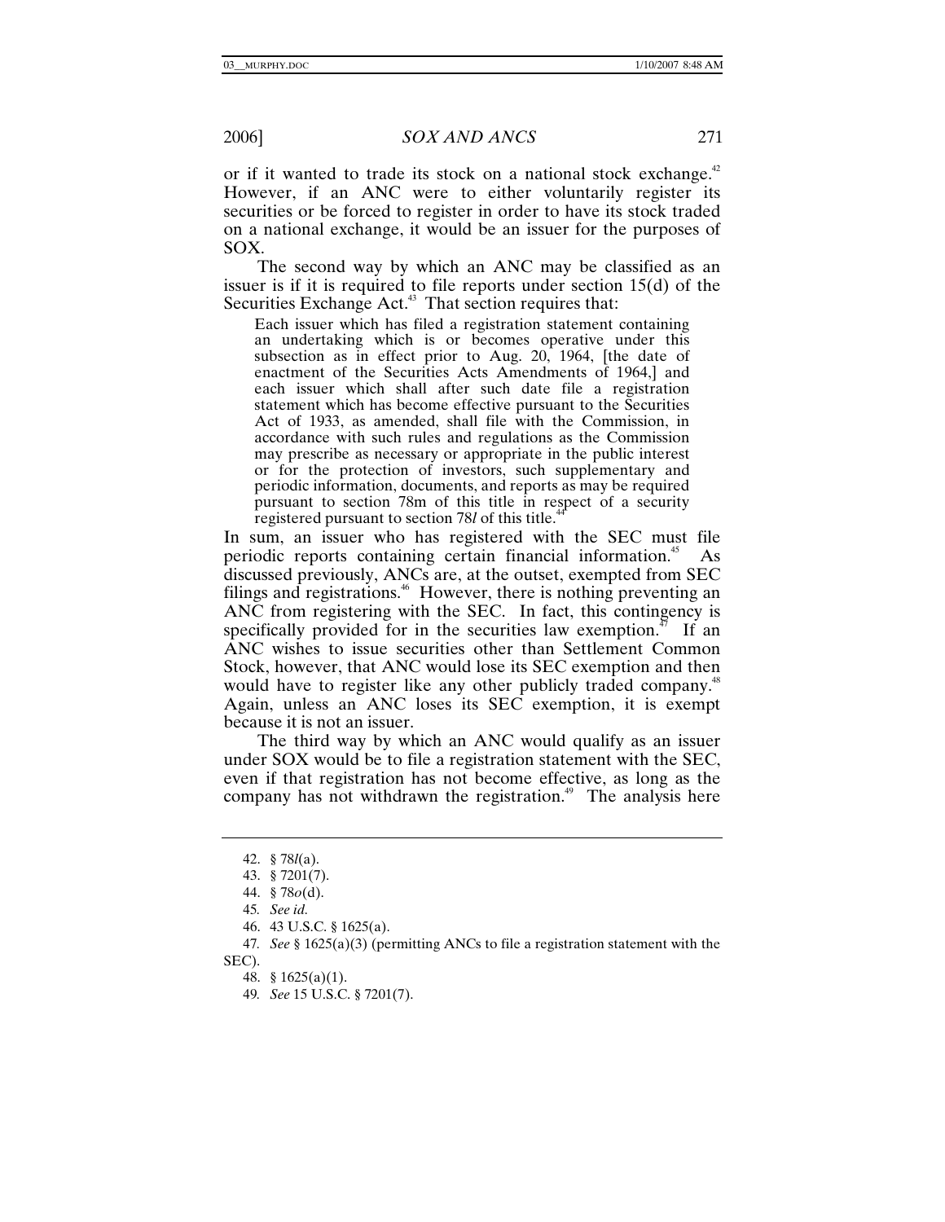or if it wanted to trade its stock on a national stock exchange.[42] However, if an ANC were to either voluntarily register its securities or be forced to register in order to have its stock traded on a national exchange, it would be an issuer for the purposes of SOX.

The second way by which an ANC may be classified as an issuer is if it is required to file reports under section 15(d) of the Securities Exchange Act.[43] That section requires that:

> Each issuer which has filed a registration statement containing an undertaking which is or becomes operative under this subsection as in effect prior to Aug. 20, 1964, [the date of enactment of the Securities Acts Amendments of 1964,] and each issuer which shall after such date file a registration statement which has become effective pursuant to the Securities Act of 1933, as amended, shall file with the Commission, in accordance with such rules and regulations as the Commission may prescribe as necessary or appropriate in the public interest or for the protection of investors, such supplementary and periodic information, documents, and reports as may be required pursuant to section 78m of this title in respect of a security registered pursuant to section 78*l* of this title.[44]

In sum, an issuer who has registered with the SEC must file periodic reports containing certain financial information.[45] As discussed previously, ANCs are, at the outset, exempted from SEC filings and registrations.[46] However, there is nothing preventing an ANC from registering with the SEC. In fact, this contingency is specifically provided for in the securities law exemption.[47] If an ANC wishes to issue securities other than Settlement Common Stock, however, that ANC would lose its SEC exemption and then would have to register like any other publicly traded company.[48] Again, unless an ANC loses its SEC exemption, it is exempt because it is not an issuer.

The third way by which an ANC would qualify as an issuer under SOX would be to file a registration statement with the SEC, even if that registration has not become effective, as long as the company has not withdrawn the registration.[49] The analysis here

---

42. § 78*l*(a).

43. § 7201(7).

44. § 78*o*(d).

45. *See id.*

46. 43 U.S.C. § 1625(a).

47. *See* § 1625(a)(3) (permitting ANCs to file a registration statement with the SEC).

48. § 1625(a)(1).

49. *See* 15 U.S.C. § 7201(7).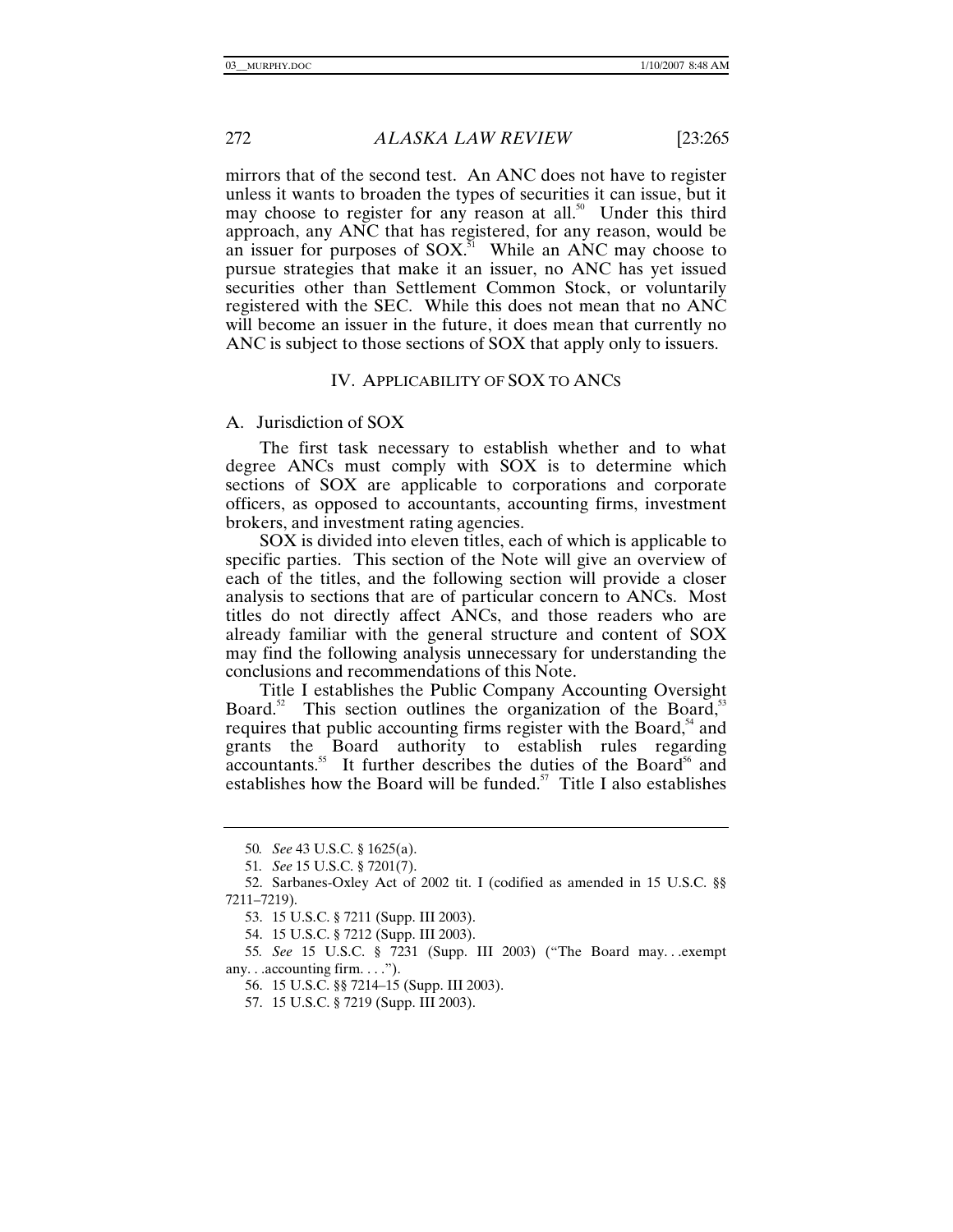mirrors that of the second test. An ANC does not have to register unless it wants to broaden the types of securities it can issue, but it may choose to register for any reason at all.[50] Under this third approach, any ANC that has registered, for any reason, would be an issuer for purposes of SOX.[51] While an ANC may choose to pursue strategies that make it an issuer, no ANC has yet issued securities other than Settlement Common Stock, or voluntarily registered with the SEC. While this does not mean that no ANC will become an issuer in the future, it does mean that currently no ANC is subject to those sections of SOX that apply only to issuers.

## IV. APPLICABILITY OF SOX TO ANCS

### A. Jurisdiction of SOX

The first task necessary to establish whether and to what degree ANCs must comply with SOX is to determine which sections of SOX are applicable to corporations and corporate officers, as opposed to accountants, accounting firms, investment brokers, and investment rating agencies.

SOX is divided into eleven titles, each of which is applicable to specific parties. This section of the Note will give an overview of each of the titles, and the following section will provide a closer analysis to sections that are of particular concern to ANCs. Most titles do not directly affect ANCs, and those readers who are already familiar with the general structure and content of SOX may find the following analysis unnecessary for understanding the conclusions and recommendations of this Note.

Title I establishes the Public Company Accounting Oversight Board.[52] This section outlines the organization of the Board,[53] requires that public accounting firms register with the Board,[54] and grants the Board authority to establish rules regarding accountants.[55] It further describes the duties of the Board[56] and establishes how the Board will be funded.[57] Title I also establishes

---

50. *See* 43 U.S.C. § 1625(a).

51. *See* 15 U.S.C. § 7201(7).

52. Sarbanes-Oxley Act of 2002 tit. I (codified as amended in 15 U.S.C. §§ 7211–7219).

53. 15 U.S.C. § 7211 (Supp. III 2003).

54. 15 U.S.C. § 7212 (Supp. III 2003).

55. *See* 15 U.S.C. § 7231 (Supp. III 2003) ("The Board may. . .exempt any. . .accounting firm. . . .").

56. 15 U.S.C. §§ 7214–15 (Supp. III 2003).

57. 15 U.S.C. § 7219 (Supp. III 2003).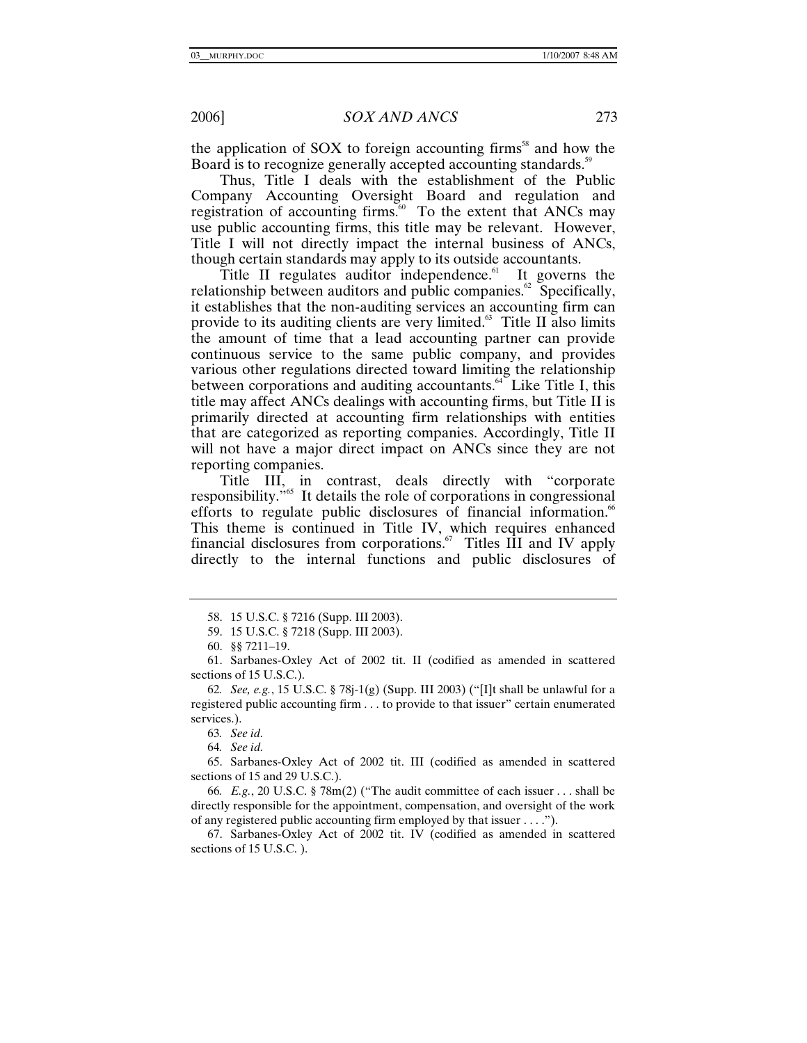the application of SOX to foreign accounting firms[58] and how the Board is to recognize generally accepted accounting standards.[59]

Thus, Title I deals with the establishment of the Public Company Accounting Oversight Board and regulation and registration of accounting firms.[60] To the extent that ANCs may use public accounting firms, this title may be relevant. However, Title I will not directly impact the internal business of ANCs, though certain standards may apply to its outside accountants.

Title II regulates auditor independence.[61] It governs the relationship between auditors and public companies.[62] Specifically, it establishes that the non-auditing services an accounting firm can provide to its auditing clients are very limited.[63] Title II also limits the amount of time that a lead accounting partner can provide continuous service to the same public company, and provides various other regulations directed toward limiting the relationship between corporations and auditing accountants.[64] Like Title I, this title may affect ANCs dealings with accounting firms, but Title II is primarily directed at accounting firm relationships with entities that are categorized as reporting companies. Accordingly, Title II will not have a major direct impact on ANCs since they are not reporting companies.

Title III, in contrast, deals directly with "corporate responsibility."[65] It details the role of corporations in congressional efforts to regulate public disclosures of financial information.[66] This theme is continued in Title IV, which requires enhanced financial disclosures from corporations.[67] Titles III and IV apply directly to the internal functions and public disclosures of

---

58. 15 U.S.C. § 7216 (Supp. III 2003).

59. 15 U.S.C. § 7218 (Supp. III 2003).

60. §§ 7211–19.

61. Sarbanes-Oxley Act of 2002 tit. II (codified as amended in scattered sections of 15 U.S.C.).

62. *See, e.g.*, 15 U.S.C. § 78j-1(g) (Supp. III 2003) ("[I]t shall be unlawful for a registered public accounting firm . . . to provide to that issuer" certain enumerated services.).

63. *See id.*

64. *See id.*

65. Sarbanes-Oxley Act of 2002 tit. III (codified as amended in scattered sections of 15 and 29 U.S.C.).

66. *E.g.*, 20 U.S.C. § 78m(2) ("The audit committee of each issuer . . . shall be directly responsible for the appointment, compensation, and oversight of the work of any registered public accounting firm employed by that issuer . . . .").

67. Sarbanes-Oxley Act of 2002 tit. IV (codified as amended in scattered sections of 15 U.S.C. ).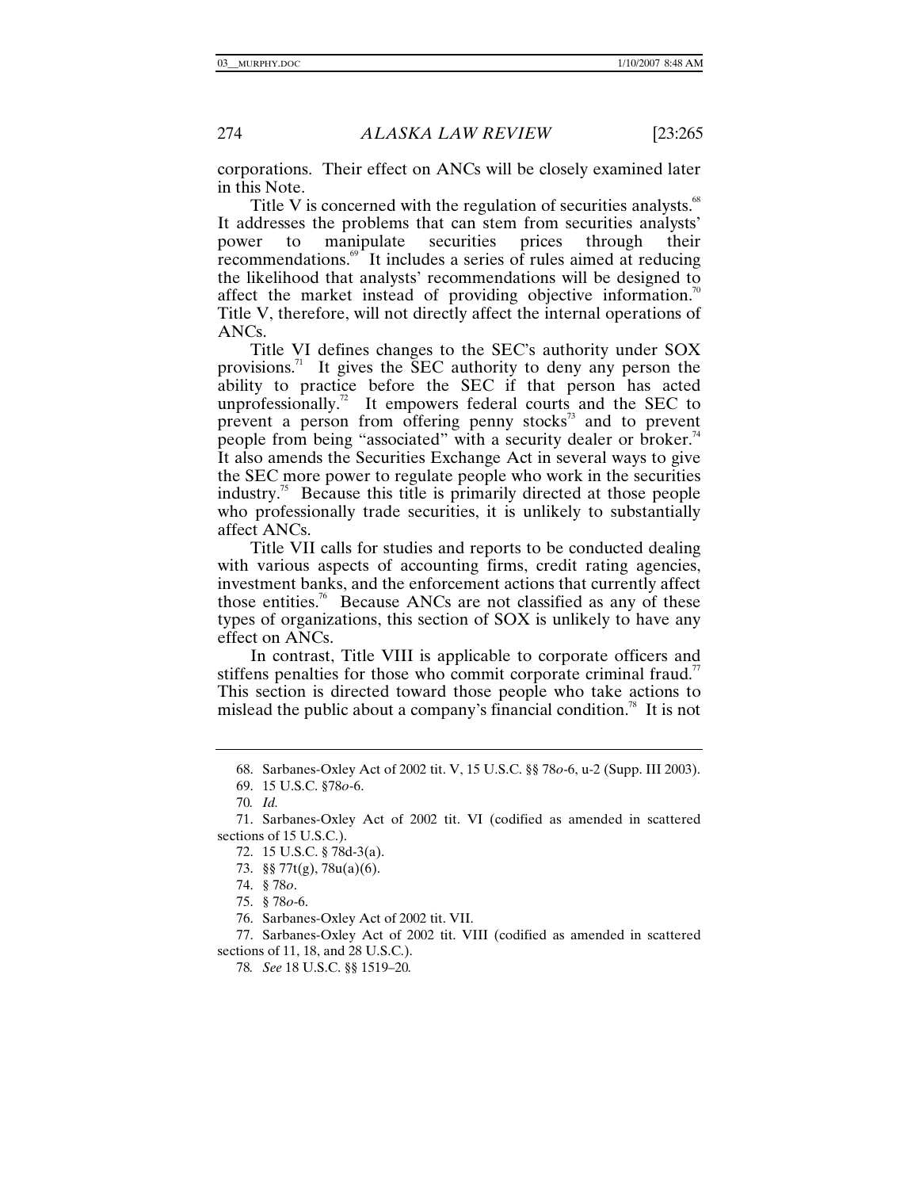corporations. Their effect on ANCs will be closely examined later in this Note.

Title V is concerned with the regulation of securities analysts.[68] It addresses the problems that can stem from securities analysts' power to manipulate securities prices through their recommendations.[69] It includes a series of rules aimed at reducing the likelihood that analysts' recommendations will be designed to affect the market instead of providing objective information.[70] Title V, therefore, will not directly affect the internal operations of ANCs.

Title VI defines changes to the SEC's authority under SOX provisions.[71] It gives the SEC authority to deny any person the ability to practice before the SEC if that person has acted unprofessionally.[72] It empowers federal courts and the SEC to prevent a person from offering penny stocks[73] and to prevent people from being "associated" with a security dealer or broker.[74] It also amends the Securities Exchange Act in several ways to give the SEC more power to regulate people who work in the securities industry.[75] Because this title is primarily directed at those people who professionally trade securities, it is unlikely to substantially affect ANCs.

Title VII calls for studies and reports to be conducted dealing with various aspects of accounting firms, credit rating agencies, investment banks, and the enforcement actions that currently affect those entities.[76] Because ANCs are not classified as any of these types of organizations, this section of SOX is unlikely to have any effect on ANCs.

In contrast, Title VIII is applicable to corporate officers and stiffens penalties for those who commit corporate criminal fraud.[77] This section is directed toward those people who take actions to mislead the public about a company's financial condition.[78] It is not

---

68. Sarbanes-Oxley Act of 2002 tit. V, 15 U.S.C. §§ 78*o*-6, u-2 (Supp. III 2003).

69. 15 U.S.C. §78*o*-6.

70. *Id.*

71. Sarbanes-Oxley Act of 2002 tit. VI (codified as amended in scattered sections of 15 U.S.C.).

72. 15 U.S.C. § 78d-3(a).

73. §§ 77t(g), 78u(a)(6).

74. § 78*o*.

75. § 78*o*-6.

76. Sarbanes-Oxley Act of 2002 tit. VII.

77. Sarbanes-Oxley Act of 2002 tit. VIII (codified as amended in scattered sections of 11, 18, and 28 U.S.C.).

78. *See* 18 U.S.C. §§ 1519–20.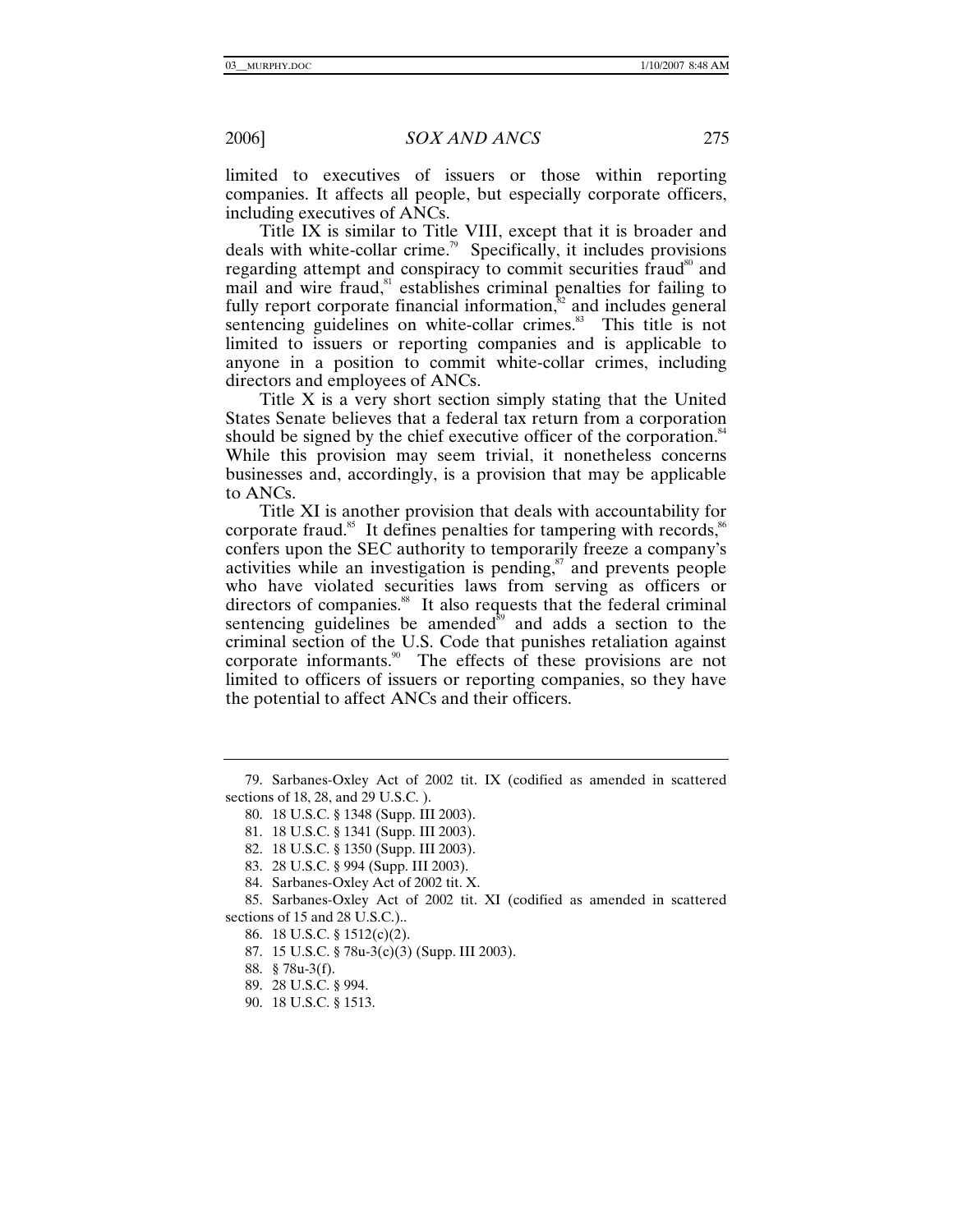limited to executives of issuers or those within reporting companies. It affects all people, but especially corporate officers, including executives of ANCs.

Title IX is similar to Title VIII, except that it is broader and deals with white-collar crime.[79] Specifically, it includes provisions regarding attempt and conspiracy to commit securities fraud[80] and mail and wire fraud,[81] establishes criminal penalties for failing to fully report corporate financial information,[82] and includes general sentencing guidelines on white-collar crimes.[83] This title is not limited to issuers or reporting companies and is applicable to anyone in a position to commit white-collar crimes, including directors and employees of ANCs.

Title X is a very short section simply stating that the United States Senate believes that a federal tax return from a corporation should be signed by the chief executive officer of the corporation.[84] While this provision may seem trivial, it nonetheless concerns businesses and, accordingly, is a provision that may be applicable to ANCs.

Title XI is another provision that deals with accountability for corporate fraud.[85] It defines penalties for tampering with records,[86] confers upon the SEC authority to temporarily freeze a company's activities while an investigation is pending,[87] and prevents people who have violated securities laws from serving as officers or directors of companies.[88] It also requests that the federal criminal sentencing guidelines be amended[89] and adds a section to the criminal section of the U.S. Code that punishes retaliation against corporate informants.[90] The effects of these provisions are not limited to officers of issuers or reporting companies, so they have the potential to affect ANCs and their officers.

---

79. Sarbanes-Oxley Act of 2002 tit. IX (codified as amended in scattered sections of 18, 28, and 29 U.S.C. ).

80. 18 U.S.C. § 1348 (Supp. III 2003).

81. 18 U.S.C. § 1341 (Supp. III 2003).

82. 18 U.S.C. § 1350 (Supp. III 2003).

83. 28 U.S.C. § 994 (Supp. III 2003).

84. Sarbanes-Oxley Act of 2002 tit. X.

85. Sarbanes-Oxley Act of 2002 tit. XI (codified as amended in scattered sections of 15 and 28 U.S.C.)..

86. 18 U.S.C. § 1512(c)(2).

87. 15 U.S.C. § 78u-3(c)(3) (Supp. III 2003).

88. § 78u-3(f).

89. 28 U.S.C. § 994.

90. 18 U.S.C. § 1513.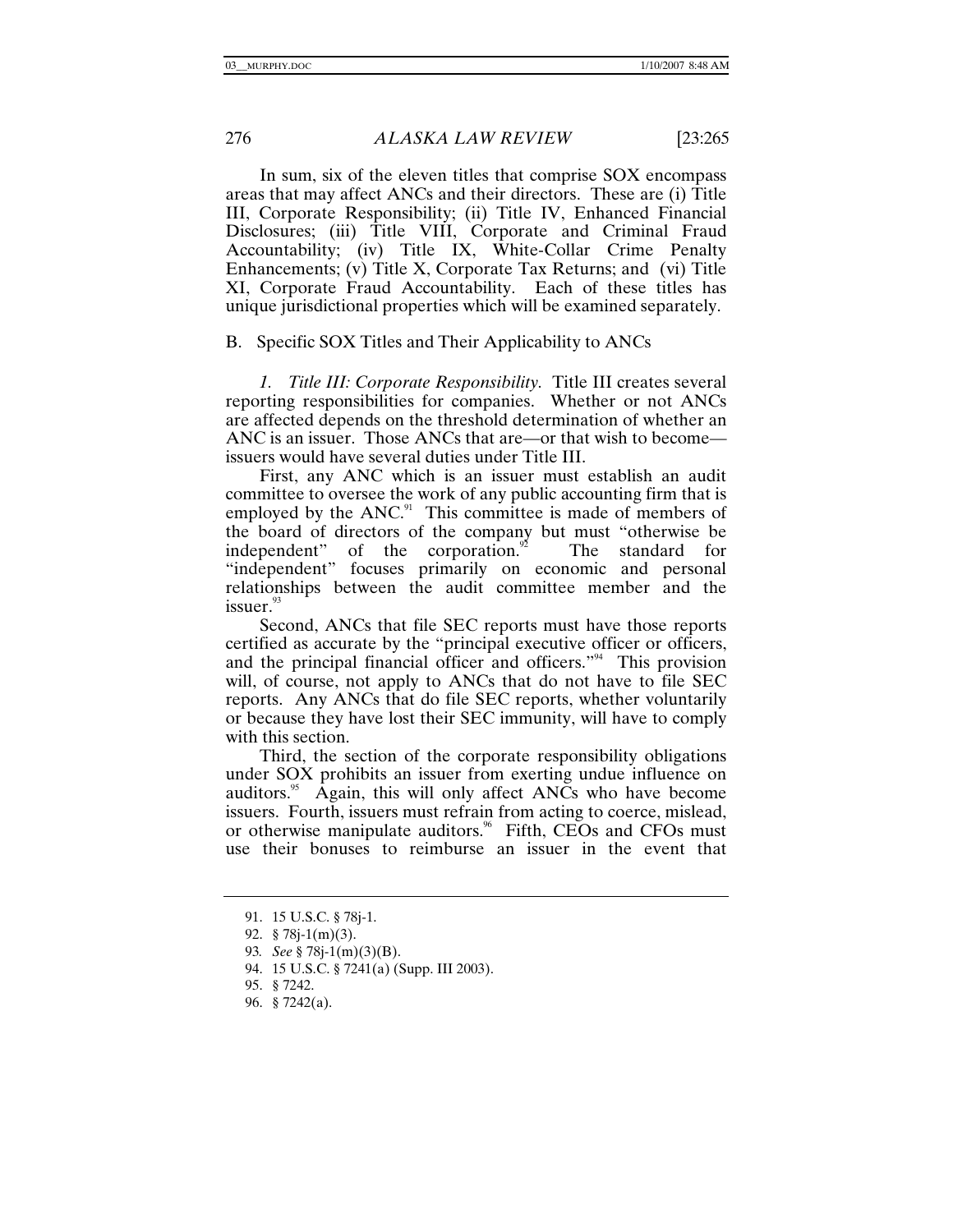In sum, six of the eleven titles that comprise SOX encompass areas that may affect ANCs and their directors. These are (i) Title III, Corporate Responsibility; (ii) Title IV, Enhanced Financial Disclosures; (iii) Title VIII, Corporate and Criminal Fraud Accountability; (iv) Title IX, White-Collar Crime Penalty Enhancements; (v) Title X, Corporate Tax Returns; and (vi) Title XI, Corporate Fraud Accountability. Each of these titles has unique jurisdictional properties which will be examined separately.

B. Specific SOX Titles and Their Applicability to ANCs

*1. Title III: Corporate Responsibility.* Title III creates several reporting responsibilities for companies. Whether or not ANCs are affected depends on the threshold determination of whether an ANC is an issuer. Those ANCs that are—or that wish to become—issuers would have several duties under Title III.

First, any ANC which is an issuer must establish an audit committee to oversee the work of any public accounting firm that is employed by the ANC.[91] This committee is made of members of the board of directors of the company but must "otherwise be independent" of the corporation.[92] The standard for "independent" focuses primarily on economic and personal relationships between the audit committee member and the issuer.[93]

Second, ANCs that file SEC reports must have those reports certified as accurate by the "principal executive officer or officers, and the principal financial officer and officers."[94] This provision will, of course, not apply to ANCs that do not have to file SEC reports. Any ANCs that do file SEC reports, whether voluntarily or because they have lost their SEC immunity, will have to comply with this section.

Third, the section of the corporate responsibility obligations under SOX prohibits an issuer from exerting undue influence on auditors.[95] Again, this will only affect ANCs who have become issuers. Fourth, issuers must refrain from acting to coerce, mislead, or otherwise manipulate auditors.[96] Fifth, CEOs and CFOs must use their bonuses to reimburse an issuer in the event that

---

91. 15 U.S.C. § 78j-1.

92. § 78j-1(m)(3).

93. *See* § 78j-1(m)(3)(B).

94. 15 U.S.C. § 7241(a) (Supp. III 2003).

95. § 7242.

96. § 7242(a).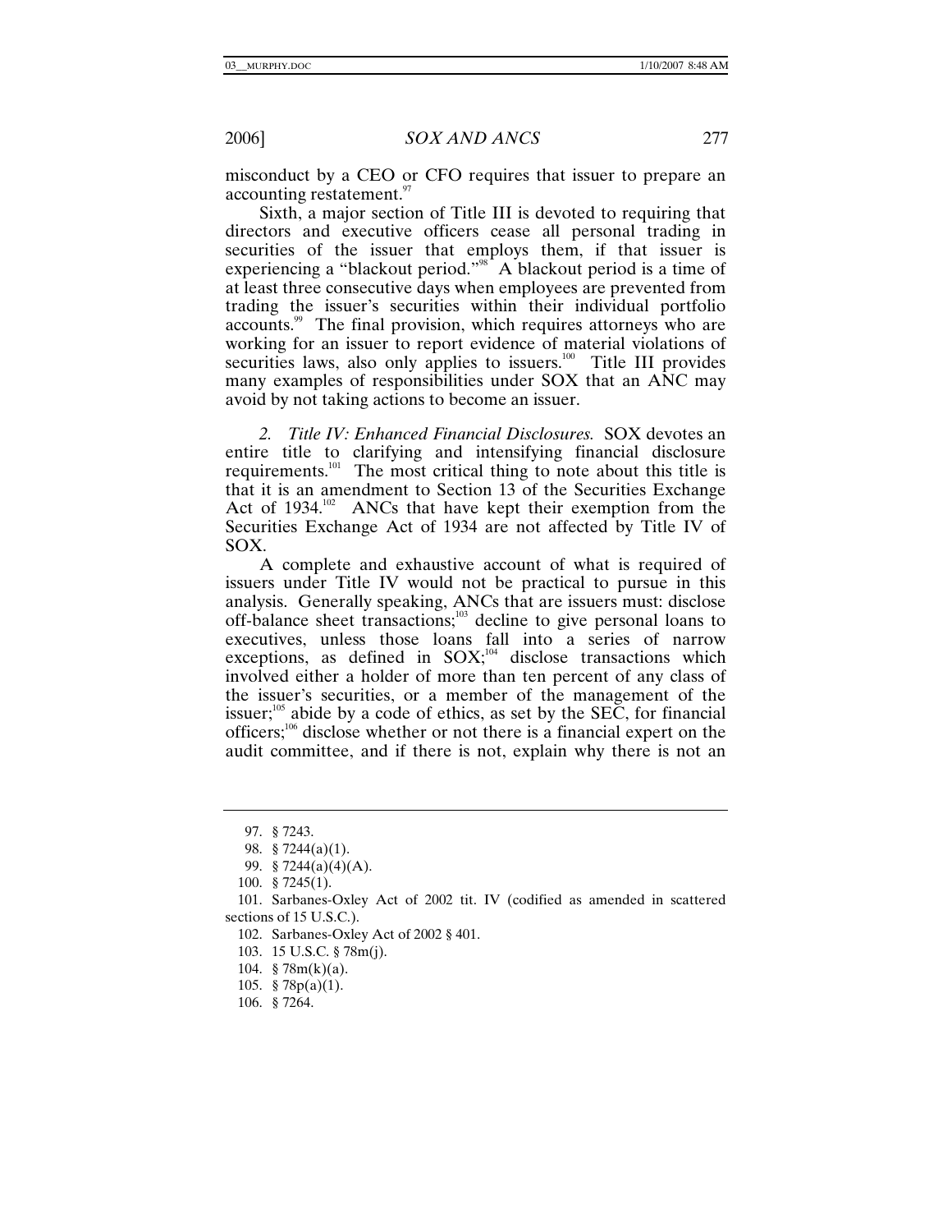misconduct by a CEO or CFO requires that issuer to prepare an accounting restatement.[97]

Sixth, a major section of Title III is devoted to requiring that directors and executive officers cease all personal trading in securities of the issuer that employs them, if that issuer is experiencing a "blackout period."[98] A blackout period is a time of at least three consecutive days when employees are prevented from trading the issuer's securities within their individual portfolio accounts.[99] The final provision, which requires attorneys who are working for an issuer to report evidence of material violations of securities laws, also only applies to issuers.[100] Title III provides many examples of responsibilities under SOX that an ANC may avoid by not taking actions to become an issuer.

*2. Title IV: Enhanced Financial Disclosures.* SOX devotes an entire title to clarifying and intensifying financial disclosure requirements.[101] The most critical thing to note about this title is that it is an amendment to Section 13 of the Securities Exchange Act of 1934.[102] ANCs that have kept their exemption from the Securities Exchange Act of 1934 are not affected by Title IV of SOX.

A complete and exhaustive account of what is required of issuers under Title IV would not be practical to pursue in this analysis. Generally speaking, ANCs that are issuers must: disclose off-balance sheet transactions;[103] decline to give personal loans to executives, unless those loans fall into a series of narrow exceptions, as defined in SOX;[104] disclose transactions which involved either a holder of more than ten percent of any class of the issuer's securities, or a member of the management of the issuer;[105] abide by a code of ethics, as set by the SEC, for financial officers;[106] disclose whether or not there is a financial expert on the audit committee, and if there is not, explain why there is not an

---

97. § 7243.

98. § 7244(a)(1).

99. § 7244(a)(4)(A).

100. § 7245(1).

101. Sarbanes-Oxley Act of 2002 tit. IV (codified as amended in scattered sections of 15 U.S.C.).

102. Sarbanes-Oxley Act of 2002 § 401.

103. 15 U.S.C. § 78m(j).

104. § 78m(k)(a).

105. § 78p(a)(1).

106. § 7264.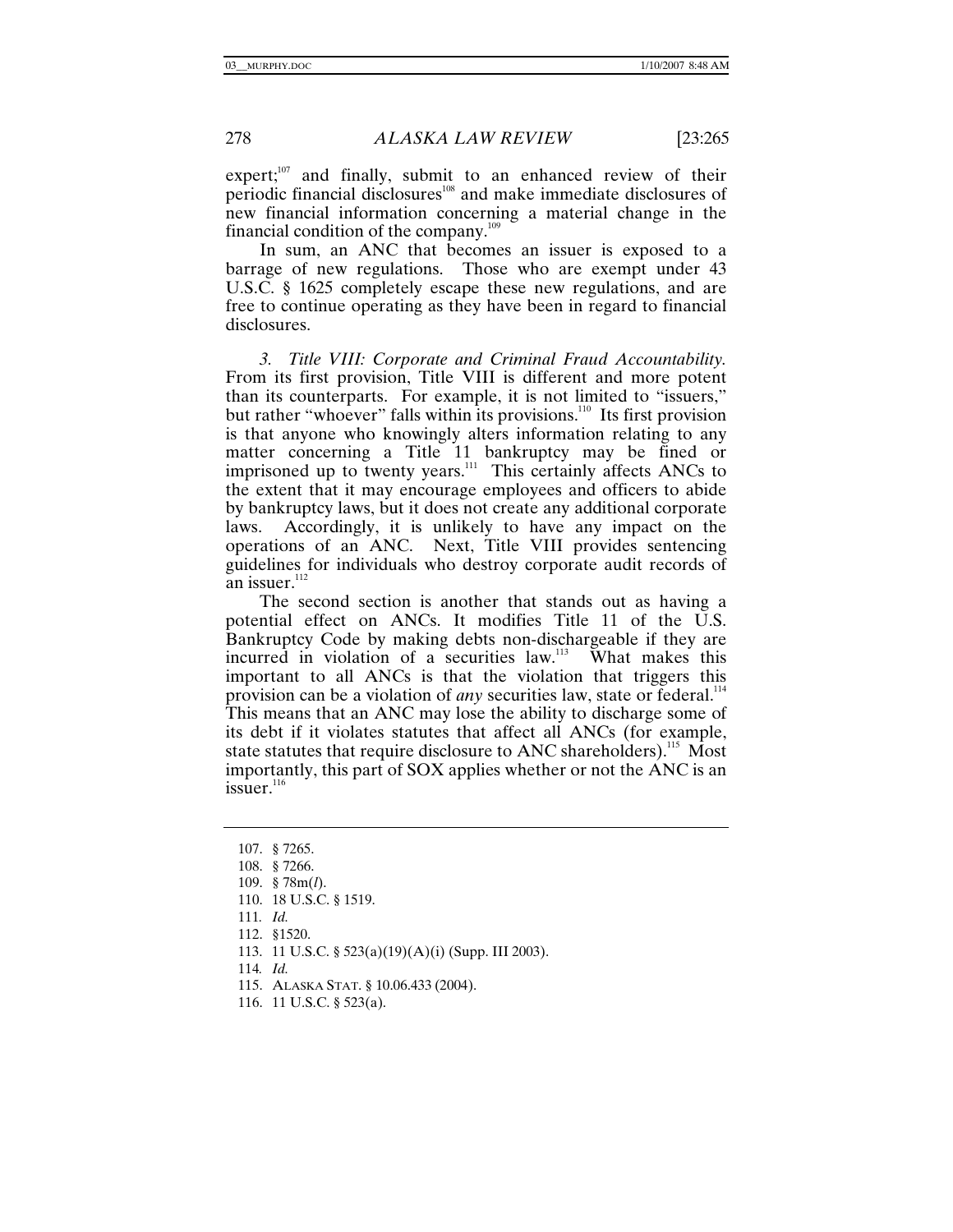expert;[107] and finally, submit to an enhanced review of their periodic financial disclosures[108] and make immediate disclosures of new financial information concerning a material change in the financial condition of the company.[109]

In sum, an ANC that becomes an issuer is exposed to a barrage of new regulations. Those who are exempt under 43 U.S.C. § 1625 completely escape these new regulations, and are free to continue operating as they have been in regard to financial disclosures.

*3. Title VIII: Corporate and Criminal Fraud Accountability.* From its first provision, Title VIII is different and more potent than its counterparts. For example, it is not limited to "issuers," but rather "whoever" falls within its provisions.[110] Its first provision is that anyone who knowingly alters information relating to any matter concerning a Title 11 bankruptcy may be fined or imprisoned up to twenty years.[111] This certainly affects ANCs to the extent that it may encourage employees and officers to abide by bankruptcy laws, but it does not create any additional corporate laws. Accordingly, it is unlikely to have any impact on the operations of an ANC. Next, Title VIII provides sentencing guidelines for individuals who destroy corporate audit records of an issuer.[112]

The second section is another that stands out as having a potential effect on ANCs. It modifies Title 11 of the U.S. Bankruptcy Code by making debts non-dischargeable if they are incurred in violation of a securities law.[113] What makes this important to all ANCs is that the violation that triggers this provision can be a violation of *any* securities law, state or federal.[114] This means that an ANC may lose the ability to discharge some of its debt if it violates statutes that affect all ANCs (for example, state statutes that require disclosure to ANC shareholders).[115] Most importantly, this part of SOX applies whether or not the ANC is an issuer.[116]

---

107. § 7265.
108. § 7266.
109. § 78m(*l*).
110. 18 U.S.C. § 1519.
111. *Id.*
112. §1520.
113. 11 U.S.C. § 523(a)(19)(A)(i) (Supp. III 2003).
114. *Id.*
115. ALASKA STAT. § 10.06.433 (2004).
116. 11 U.S.C. § 523(a).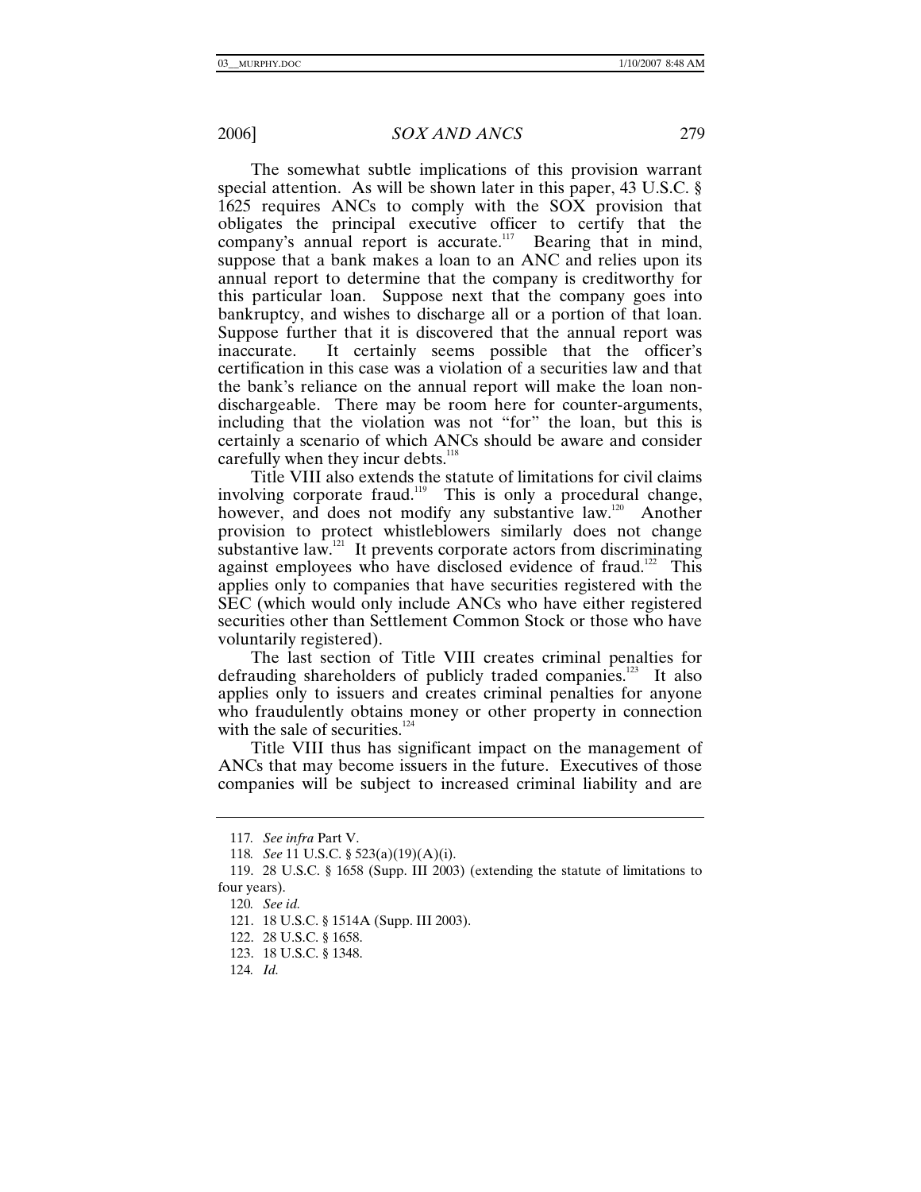The somewhat subtle implications of this provision warrant special attention. As will be shown later in this paper, 43 U.S.C. § 1625 requires ANCs to comply with the SOX provision that obligates the principal executive officer to certify that the company's annual report is accurate.[117] Bearing that in mind, suppose that a bank makes a loan to an ANC and relies upon its annual report to determine that the company is creditworthy for this particular loan. Suppose next that the company goes into bankruptcy, and wishes to discharge all or a portion of that loan. Suppose further that it is discovered that the annual report was inaccurate. It certainly seems possible that the officer's certification in this case was a violation of a securities law and that the bank's reliance on the annual report will make the loan non-dischargeable. There may be room here for counter-arguments, including that the violation was not "for" the loan, but this is certainly a scenario of which ANCs should be aware and consider carefully when they incur debts.[118]

Title VIII also extends the statute of limitations for civil claims involving corporate fraud.[119] This is only a procedural change, however, and does not modify any substantive law.[120] Another provision to protect whistleblowers similarly does not change substantive law.[121] It prevents corporate actors from discriminating against employees who have disclosed evidence of fraud.[122] This applies only to companies that have securities registered with the SEC (which would only include ANCs who have either registered securities other than Settlement Common Stock or those who have voluntarily registered).

The last section of Title VIII creates criminal penalties for defrauding shareholders of publicly traded companies.[123] It also applies only to issuers and creates criminal penalties for anyone who fraudulently obtains money or other property in connection with the sale of securities.[124]

Title VIII thus has significant impact on the management of ANCs that may become issuers in the future. Executives of those companies will be subject to increased criminal liability and are

117. *See infra* Part V.

118. *See* 11 U.S.C. § 523(a)(19)(A)(i).

119. 28 U.S.C. § 1658 (Supp. III 2003) (extending the statute of limitations to four years).

120. *See id.*

121. 18 U.S.C. § 1514A (Supp. III 2003).

122. 28 U.S.C. § 1658.

123. 18 U.S.C. § 1348.

124. *Id.*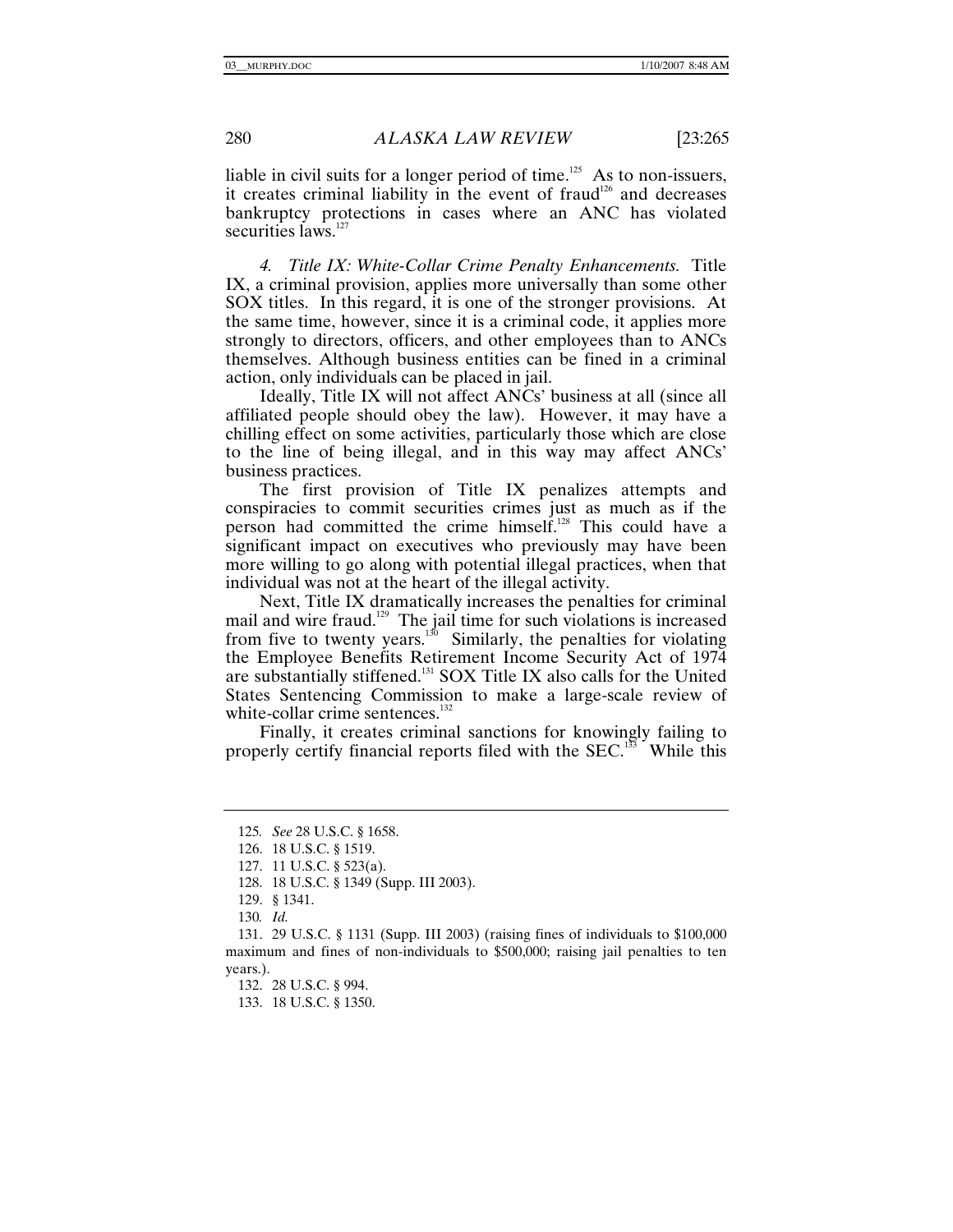liable in civil suits for a longer period of time.[125] As to non-issuers, it creates criminal liability in the event of fraud[126] and decreases bankruptcy protections in cases where an ANC has violated securities laws.[127]

*4. Title IX: White-Collar Crime Penalty Enhancements.* Title IX, a criminal provision, applies more universally than some other SOX titles. In this regard, it is one of the stronger provisions. At the same time, however, since it is a criminal code, it applies more strongly to directors, officers, and other employees than to ANCs themselves. Although business entities can be fined in a criminal action, only individuals can be placed in jail.

Ideally, Title IX will not affect ANCs' business at all (since all affiliated people should obey the law). However, it may have a chilling effect on some activities, particularly those which are close to the line of being illegal, and in this way may affect ANCs' business practices.

The first provision of Title IX penalizes attempts and conspiracies to commit securities crimes just as much as if the person had committed the crime himself.[128] This could have a significant impact on executives who previously may have been more willing to go along with potential illegal practices, when that individual was not at the heart of the illegal activity.

Next, Title IX dramatically increases the penalties for criminal mail and wire fraud.[129] The jail time for such violations is increased from five to twenty years.[130] Similarly, the penalties for violating the Employee Benefits Retirement Income Security Act of 1974 are substantially stiffened.[131] SOX Title IX also calls for the United States Sentencing Commission to make a large-scale review of white-collar crime sentences.[132]

Finally, it creates criminal sanctions for knowingly failing to properly certify financial reports filed with the SEC.[133] While this

---

125. *See* 28 U.S.C. § 1658.

126. 18 U.S.C. § 1519.

127. 11 U.S.C. § 523(a).

128. 18 U.S.C. § 1349 (Supp. III 2003).

129. § 1341.

130. *Id.*

131. 29 U.S.C. § 1131 (Supp. III 2003) (raising fines of individuals to $100,000 maximum and fines of non-individuals to $500,000; raising jail penalties to ten years.).

132. 28 U.S.C. § 994.

133. 18 U.S.C. § 1350.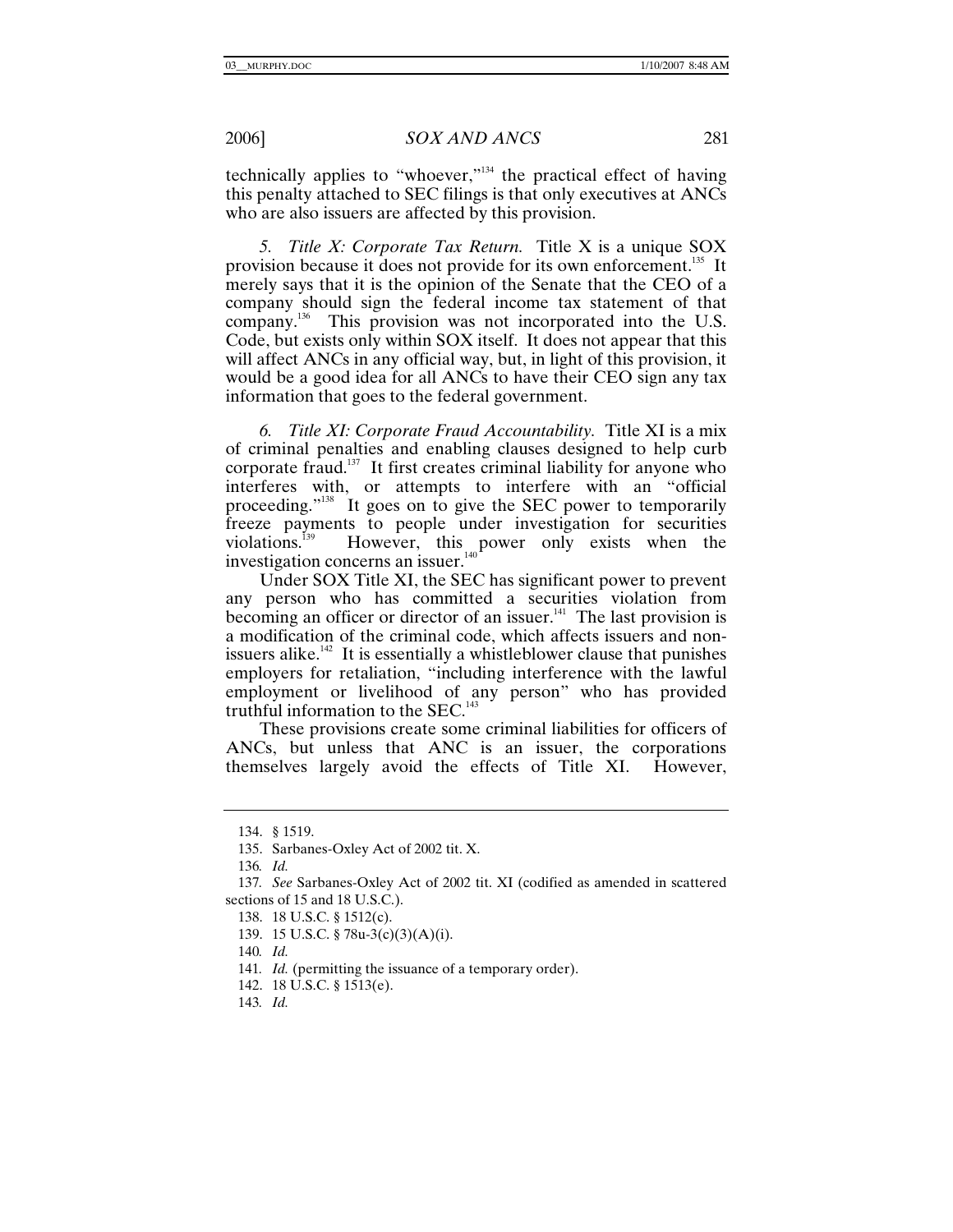technically applies to "whoever,"[134] the practical effect of having this penalty attached to SEC filings is that only executives at ANCs who are also issuers are affected by this provision.

*5. Title X: Corporate Tax Return.* Title X is a unique SOX provision because it does not provide for its own enforcement.[135] It merely says that it is the opinion of the Senate that the CEO of a company should sign the federal income tax statement of that company.[136] This provision was not incorporated into the U.S. Code, but exists only within SOX itself. It does not appear that this will affect ANCs in any official way, but, in light of this provision, it would be a good idea for all ANCs to have their CEO sign any tax information that goes to the federal government.

*6. Title XI: Corporate Fraud Accountability.* Title XI is a mix of criminal penalties and enabling clauses designed to help curb corporate fraud.[137] It first creates criminal liability for anyone who interferes with, or attempts to interfere with an "official proceeding."[138] It goes on to give the SEC power to temporarily freeze payments to people under investigation for securities violations.[139] However, this power only exists when the investigation concerns an issuer.[140]

Under SOX Title XI, the SEC has significant power to prevent any person who has committed a securities violation from becoming an officer or director of an issuer.[141] The last provision is a modification of the criminal code, which affects issuers and non-issuers alike.[142] It is essentially a whistleblower clause that punishes employers for retaliation, "including interference with the lawful employment or livelihood of any person" who has provided truthful information to the SEC.[143]

These provisions create some criminal liabilities for officers of ANCs, but unless that ANC is an issuer, the corporations themselves largely avoid the effects of Title XI. However,

---

134. § 1519.

135. Sarbanes-Oxley Act of 2002 tit. X.

136. *Id.*

137. *See* Sarbanes-Oxley Act of 2002 tit. XI (codified as amended in scattered sections of 15 and 18 U.S.C.).

138. 18 U.S.C. § 1512(c).

139. 15 U.S.C. § 78u-3(c)(3)(A)(i).

140. *Id.*

141. *Id.* (permitting the issuance of a temporary order).

142. 18 U.S.C. § 1513(e).

143. *Id.*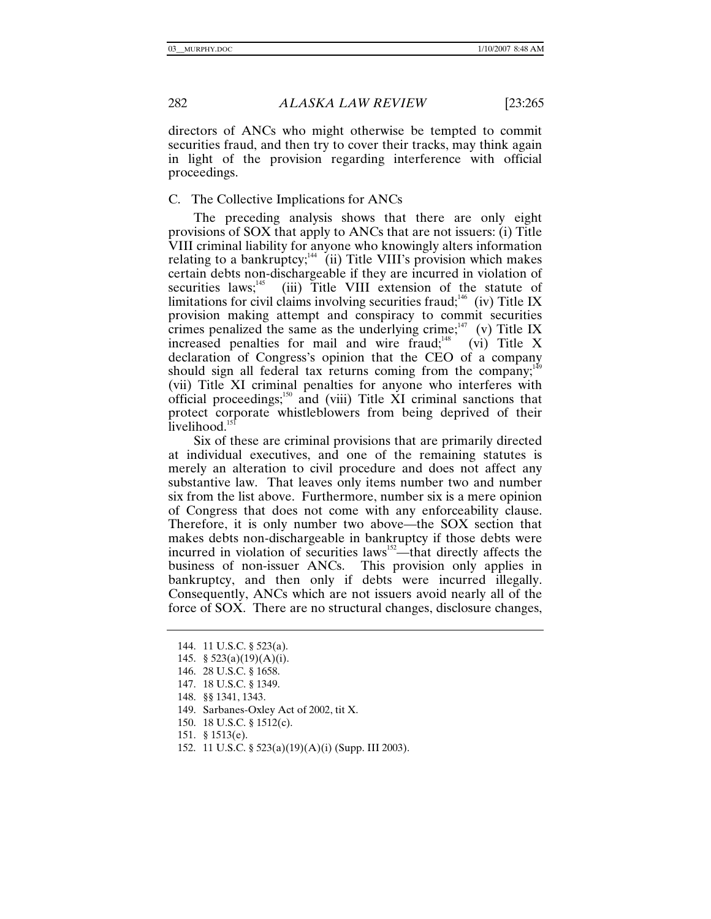directors of ANCs who might otherwise be tempted to commit securities fraud, and then try to cover their tracks, may think again in light of the provision regarding interference with official proceedings.

### C. The Collective Implications for ANCs

The preceding analysis shows that there are only eight provisions of SOX that apply to ANCs that are not issuers: (i) Title VIII criminal liability for anyone who knowingly alters information relating to a bankruptcy;[144] (ii) Title VIII's provision which makes certain debts non-dischargeable if they are incurred in violation of securities laws;[145] (iii) Title VIII extension of the statute of limitations for civil claims involving securities fraud;[146] (iv) Title IX provision making attempt and conspiracy to commit securities crimes penalized the same as the underlying crime;[147] (v) Title IX increased penalties for mail and wire fraud;[148] (vi) Title X declaration of Congress's opinion that the CEO of a company should sign all federal tax returns coming from the company;[149] (vii) Title XI criminal penalties for anyone who interferes with official proceedings;[150] and (viii) Title XI criminal sanctions that protect corporate whistleblowers from being deprived of their livelihood.[151]

Six of these are criminal provisions that are primarily directed at individual executives, and one of the remaining statutes is merely an alteration to civil procedure and does not affect any substantive law. That leaves only items number two and number six from the list above. Furthermore, number six is a mere opinion of Congress that does not come with any enforceability clause. Therefore, it is only number two above—the SOX section that makes debts non-dischargeable in bankruptcy if those debts were incurred in violation of securities laws[152]—that directly affects the business of non-issuer ANCs. This provision only applies in bankruptcy, and then only if debts were incurred illegally. Consequently, ANCs which are not issuers avoid nearly all of the force of SOX. There are no structural changes, disclosure changes,

144. 11 U.S.C. § 523(a).
145. § 523(a)(19)(A)(i).
146. 28 U.S.C. § 1658.
147. 18 U.S.C. § 1349.
148. §§ 1341, 1343.
149. Sarbanes-Oxley Act of 2002, tit X.
150. 18 U.S.C. § 1512(c).
151. § 1513(e).
152. 11 U.S.C. § 523(a)(19)(A)(i) (Supp. III 2003).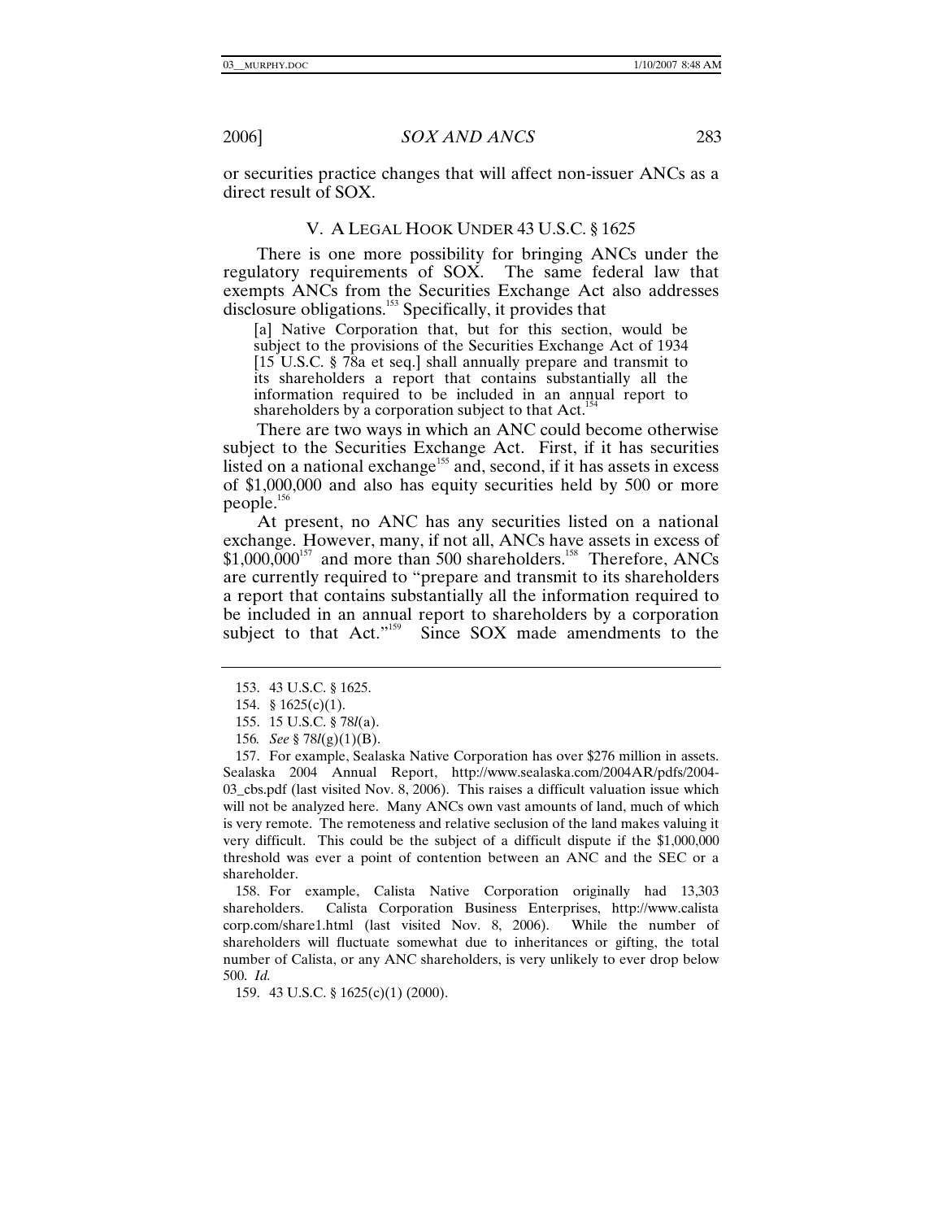or securities practice changes that will affect non-issuer ANCs as a direct result of SOX.

## V. A LEGAL HOOK UNDER 43 U.S.C. § 1625

There is one more possibility for bringing ANCs under the regulatory requirements of SOX. The same federal law that exempts ANCs from the Securities Exchange Act also addresses disclosure obligations.[153] Specifically, it provides that

> [a] Native Corporation that, but for this section, would be subject to the provisions of the Securities Exchange Act of 1934 [15 U.S.C. § 78a et seq.] shall annually prepare and transmit to its shareholders a report that contains substantially all the information required to be included in an annual report to shareholders by a corporation subject to that Act.[154]

There are two ways in which an ANC could become otherwise subject to the Securities Exchange Act. First, if it has securities listed on a national exchange[155] and, second, if it has assets in excess of $1,000,000 and also has equity securities held by 500 or more people.[156]

At present, no ANC has any securities listed on a national exchange. However, many, if not all, ANCs have assets in excess of $1,000,000[157] and more than 500 shareholders.[158] Therefore, ANCs are currently required to "prepare and transmit to its shareholders a report that contains substantially all the information required to be included in an annual report to shareholders by a corporation subject to that Act."[159] Since SOX made amendments to the

---

153. 43 U.S.C. § 1625.

154. § 1625(c)(1).

155. 15 U.S.C. § 78*l*(a).

156. *See* § 78*l*(g)(1)(B).

157. For example, Sealaska Native Corporation has over $276 million in assets. Sealaska 2004 Annual Report, http://www.sealaska.com/2004AR/pdfs/2004-03_cbs.pdf (last visited Nov. 8, 2006). This raises a difficult valuation issue which will not be analyzed here. Many ANCs own vast amounts of land, much of which is very remote. The remoteness and relative seclusion of the land makes valuing it very difficult. This could be the subject of a difficult dispute if the $1,000,000 threshold was ever a point of contention between an ANC and the SEC or a shareholder.

158. For example, Calista Native Corporation originally had 13,303 shareholders. Calista Corporation Business Enterprises, http://www.calistacorp.com/share1.html (last visited Nov. 8, 2006). While the number of shareholders will fluctuate somewhat due to inheritances or gifting, the total number of Calista, or any ANC shareholders, is very unlikely to ever drop below 500. *Id.*

159. 43 U.S.C. § 1625(c)(1) (2000).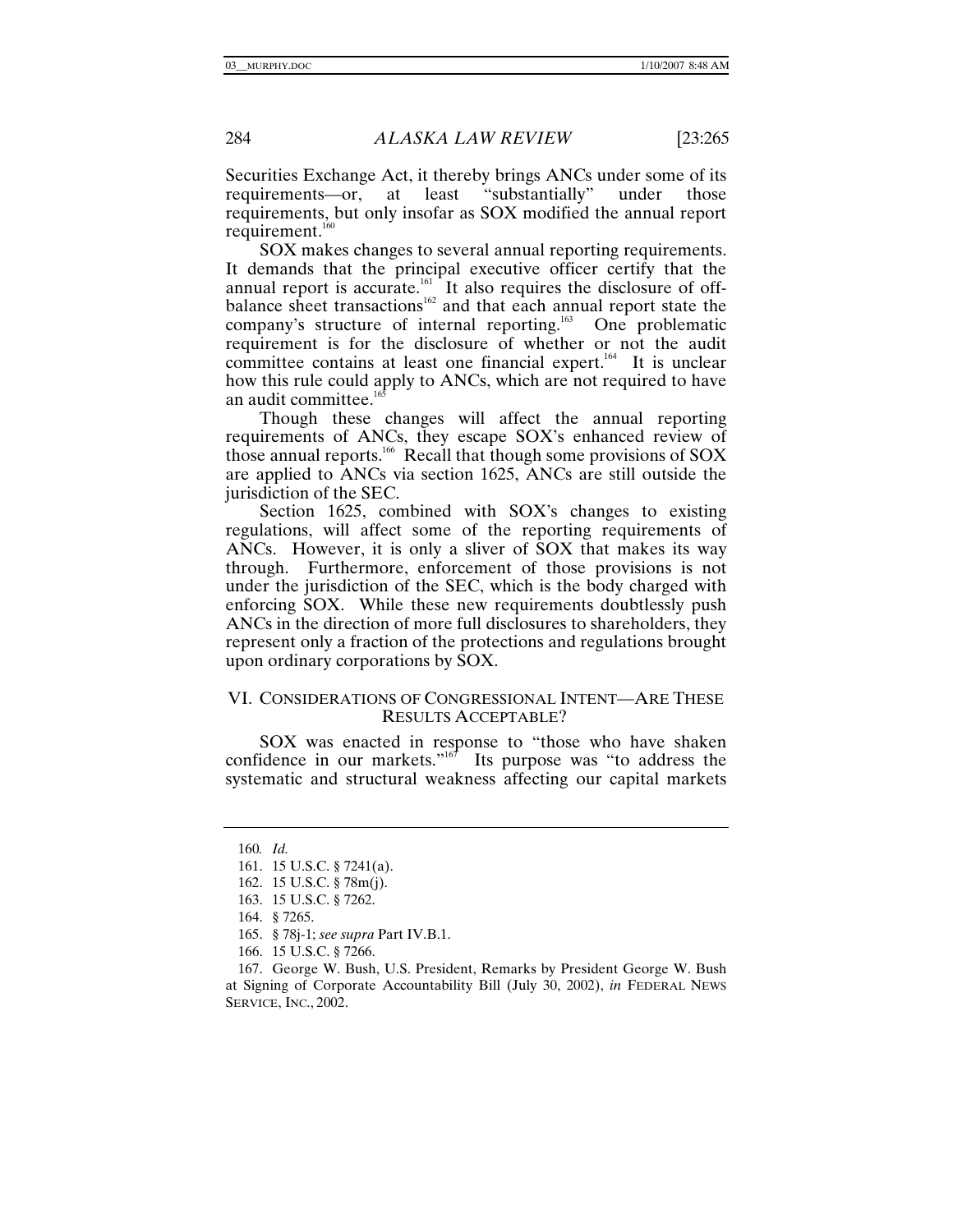Securities Exchange Act, it thereby brings ANCs under some of its requirements—or, at least "substantially" under those requirements, but only insofar as SOX modified the annual report requirement.[160]

SOX makes changes to several annual reporting requirements. It demands that the principal executive officer certify that the annual report is accurate.[161] It also requires the disclosure of off-balance sheet transactions[162] and that each annual report state the company's structure of internal reporting.[163] One problematic requirement is for the disclosure of whether or not the audit committee contains at least one financial expert.[164] It is unclear how this rule could apply to ANCs, which are not required to have an audit committee.[165]

Though these changes will affect the annual reporting requirements of ANCs, they escape SOX's enhanced review of those annual reports.[166] Recall that though some provisions of SOX are applied to ANCs via section 1625, ANCs are still outside the jurisdiction of the SEC.

Section 1625, combined with SOX's changes to existing regulations, will affect some of the reporting requirements of ANCs. However, it is only a sliver of SOX that makes its way through. Furthermore, enforcement of those provisions is not under the jurisdiction of the SEC, which is the body charged with enforcing SOX. While these new requirements doubtlessly push ANCs in the direction of more full disclosures to shareholders, they represent only a fraction of the protections and regulations brought upon ordinary corporations by SOX.

## VI. CONSIDERATIONS OF CONGRESSIONAL INTENT—ARE THESE RESULTS ACCEPTABLE?

SOX was enacted in response to "those who have shaken confidence in our markets."[167] Its purpose was "to address the systematic and structural weakness affecting our capital markets

---

160. *Id.*

161. 15 U.S.C. § 7241(a).

162. 15 U.S.C. § 78m(j).

163. 15 U.S.C. § 7262.

164. § 7265.

165. § 78j-1; *see supra* Part IV.B.1.

166. 15 U.S.C. § 7266.

167. George W. Bush, U.S. President, Remarks by President George W. Bush at Signing of Corporate Accountability Bill (July 30, 2002), *in* FEDERAL NEWS SERVICE, INC., 2002.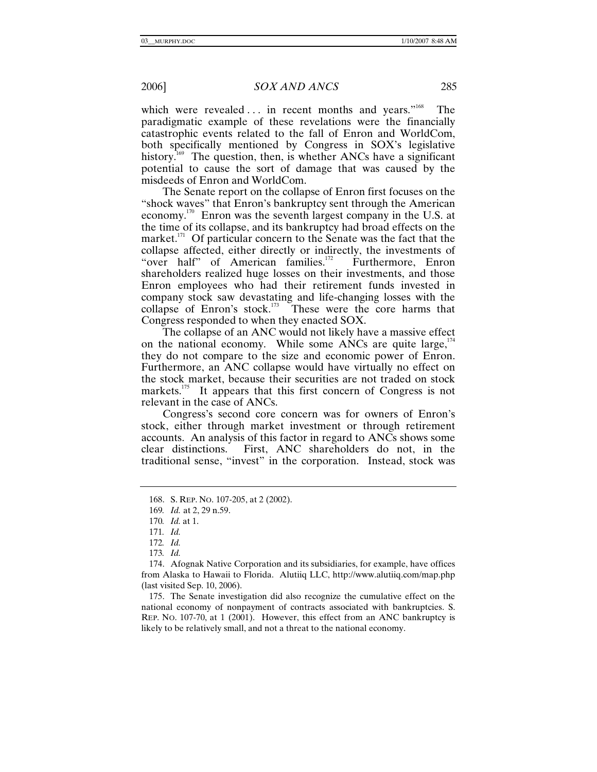which were revealed . . . in recent months and years."[168] The paradigmatic example of these revelations were the financially catastrophic events related to the fall of Enron and WorldCom, both specifically mentioned by Congress in SOX's legislative history.[169] The question, then, is whether ANCs have a significant potential to cause the sort of damage that was caused by the misdeeds of Enron and WorldCom.

The Senate report on the collapse of Enron first focuses on the "shock waves" that Enron's bankruptcy sent through the American economy.[170] Enron was the seventh largest company in the U.S. at the time of its collapse, and its bankruptcy had broad effects on the market.[171] Of particular concern to the Senate was the fact that the collapse affected, either directly or indirectly, the investments of "over half" of American families.[172] Furthermore, Enron shareholders realized huge losses on their investments, and those Enron employees who had their retirement funds invested in company stock saw devastating and life-changing losses with the collapse of Enron's stock.[173] These were the core harms that Congress responded to when they enacted SOX.

The collapse of an ANC would not likely have a massive effect on the national economy. While some ANCs are quite large,[174] they do not compare to the size and economic power of Enron. Furthermore, an ANC collapse would have virtually no effect on the stock market, because their securities are not traded on stock markets.[175] It appears that this first concern of Congress is not relevant in the case of ANCs.

Congress's second core concern was for owners of Enron's stock, either through market investment or through retirement accounts. An analysis of this factor in regard to ANCs shows some clear distinctions. First, ANC shareholders do not, in the traditional sense, "invest" in the corporation. Instead, stock was

---

168. S. REP. NO. 107-205, at 2 (2002).

169. *Id.* at 2, 29 n.59.

170. *Id.* at 1.

171. *Id.*

172. *Id.*

173. *Id.*

174. Afognak Native Corporation and its subsidiaries, for example, have offices from Alaska to Hawaii to Florida. Alutiiq LLC, http://www.alutiiq.com/map.php (last visited Sep. 10, 2006).

175. The Senate investigation did also recognize the cumulative effect on the national economy of nonpayment of contracts associated with bankruptcies. S. REP. NO. 107-70, at 1 (2001). However, this effect from an ANC bankruptcy is likely to be relatively small, and not a threat to the national economy.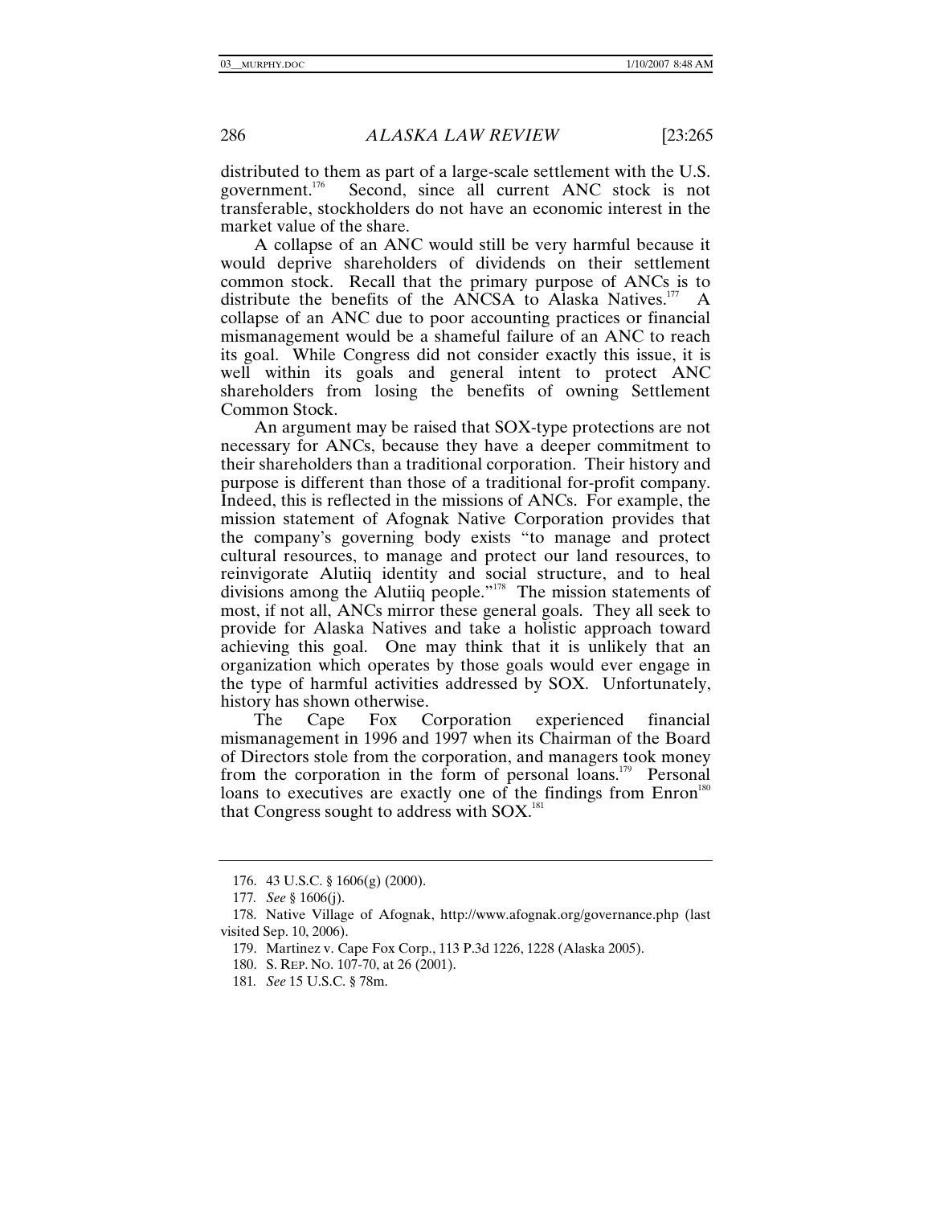distributed to them as part of a large-scale settlement with the U.S. government.[176] Second, since all current ANC stock is not transferable, stockholders do not have an economic interest in the market value of the share.

A collapse of an ANC would still be very harmful because it would deprive shareholders of dividends on their settlement common stock. Recall that the primary purpose of ANCs is to distribute the benefits of the ANCSA to Alaska Natives.[177] A collapse of an ANC due to poor accounting practices or financial mismanagement would be a shameful failure of an ANC to reach its goal. While Congress did not consider exactly this issue, it is well within its goals and general intent to protect ANC shareholders from losing the benefits of owning Settlement Common Stock.

An argument may be raised that SOX-type protections are not necessary for ANCs, because they have a deeper commitment to their shareholders than a traditional corporation. Their history and purpose is different than those of a traditional for-profit company. Indeed, this is reflected in the missions of ANCs. For example, the mission statement of Afognak Native Corporation provides that the company's governing body exists "to manage and protect cultural resources, to manage and protect our land resources, to reinvigorate Alutiiq identity and social structure, and to heal divisions among the Alutiiq people."[178] The mission statements of most, if not all, ANCs mirror these general goals. They all seek to provide for Alaska Natives and take a holistic approach toward achieving this goal. One may think that it is unlikely that an organization which operates by those goals would ever engage in the type of harmful activities addressed by SOX. Unfortunately, history has shown otherwise.

The Cape Fox Corporation experienced financial mismanagement in 1996 and 1997 when its Chairman of the Board of Directors stole from the corporation, and managers took money from the corporation in the form of personal loans.[179] Personal loans to executives are exactly one of the findings from Enron[180] that Congress sought to address with SOX.[181]

---

176. 43 U.S.C. § 1606(g) (2000).

177. *See* § 1606(j).

178. Native Village of Afognak, http://www.afognak.org/governance.php (last visited Sep. 10, 2006).

179. Martinez v. Cape Fox Corp., 113 P.3d 1226, 1228 (Alaska 2005).

180. S. REP. NO. 107-70, at 26 (2001).

181. *See* 15 U.S.C. § 78m.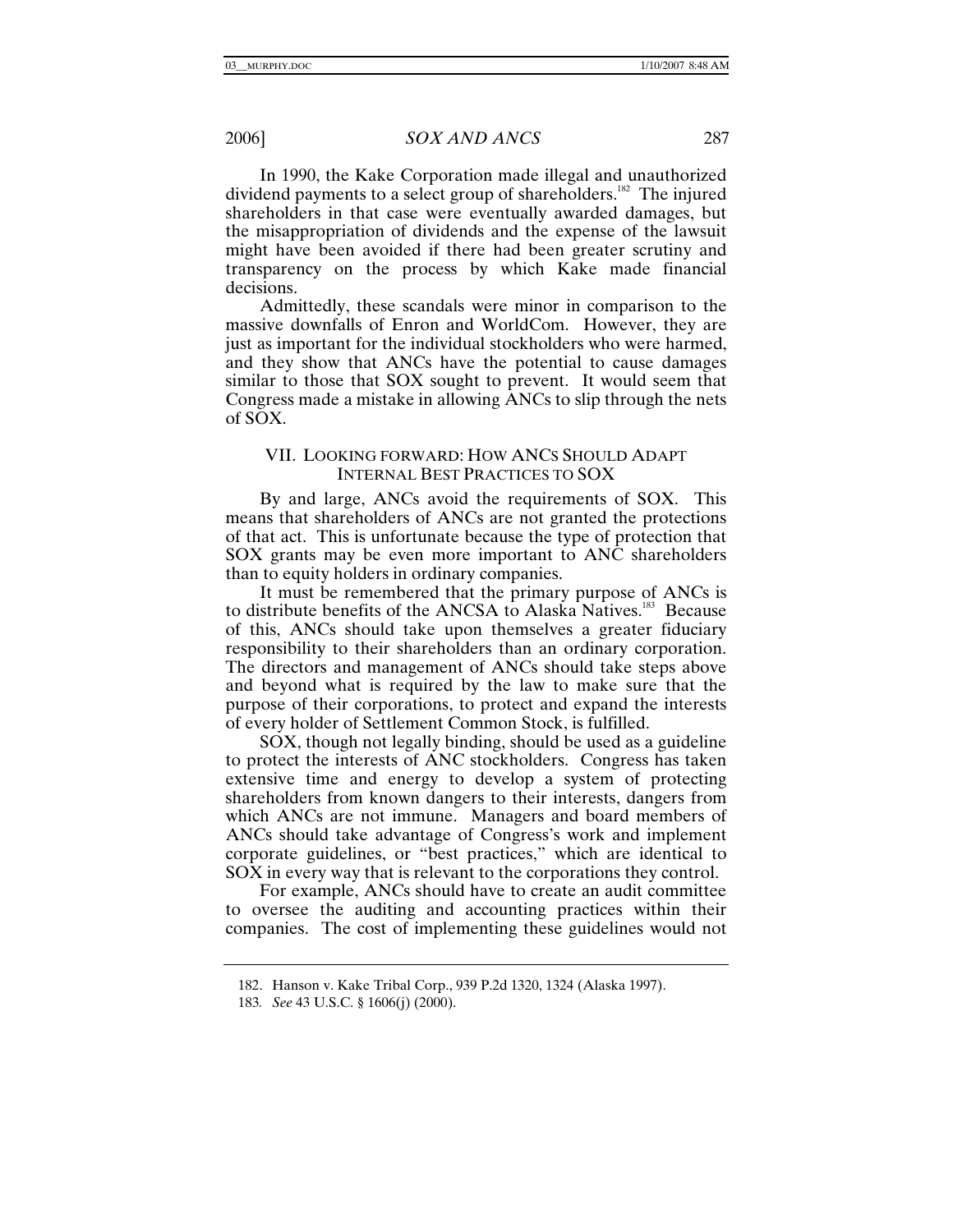In 1990, the Kake Corporation made illegal and unauthorized dividend payments to a select group of shareholders.[182] The injured shareholders in that case were eventually awarded damages, but the misappropriation of dividends and the expense of the lawsuit might have been avoided if there had been greater scrutiny and transparency on the process by which Kake made financial decisions.

Admittedly, these scandals were minor in comparison to the massive downfalls of Enron and WorldCom. However, they are just as important for the individual stockholders who were harmed, and they show that ANCs have the potential to cause damages similar to those that SOX sought to prevent. It would seem that Congress made a mistake in allowing ANCs to slip through the nets of SOX.

## VII. LOOKING FORWARD: HOW ANCS SHOULD ADAPT INTERNAL BEST PRACTICES TO SOX

By and large, ANCs avoid the requirements of SOX. This means that shareholders of ANCs are not granted the protections of that act. This is unfortunate because the type of protection that SOX grants may be even more important to ANC shareholders than to equity holders in ordinary companies.

It must be remembered that the primary purpose of ANCs is to distribute benefits of the ANCSA to Alaska Natives.[183] Because of this, ANCs should take upon themselves a greater fiduciary responsibility to their shareholders than an ordinary corporation. The directors and management of ANCs should take steps above and beyond what is required by the law to make sure that the purpose of their corporations, to protect and expand the interests of every holder of Settlement Common Stock, is fulfilled.

SOX, though not legally binding, should be used as a guideline to protect the interests of ANC stockholders. Congress has taken extensive time and energy to develop a system of protecting shareholders from known dangers to their interests, dangers from which ANCs are not immune. Managers and board members of ANCs should take advantage of Congress's work and implement corporate guidelines, or "best practices," which are identical to SOX in every way that is relevant to the corporations they control.

For example, ANCs should have to create an audit committee to oversee the auditing and accounting practices within their companies. The cost of implementing these guidelines would not

---

182. Hanson v. Kake Tribal Corp., 939 P.2d 1320, 1324 (Alaska 1997).

183. *See* 43 U.S.C. § 1606(j) (2000).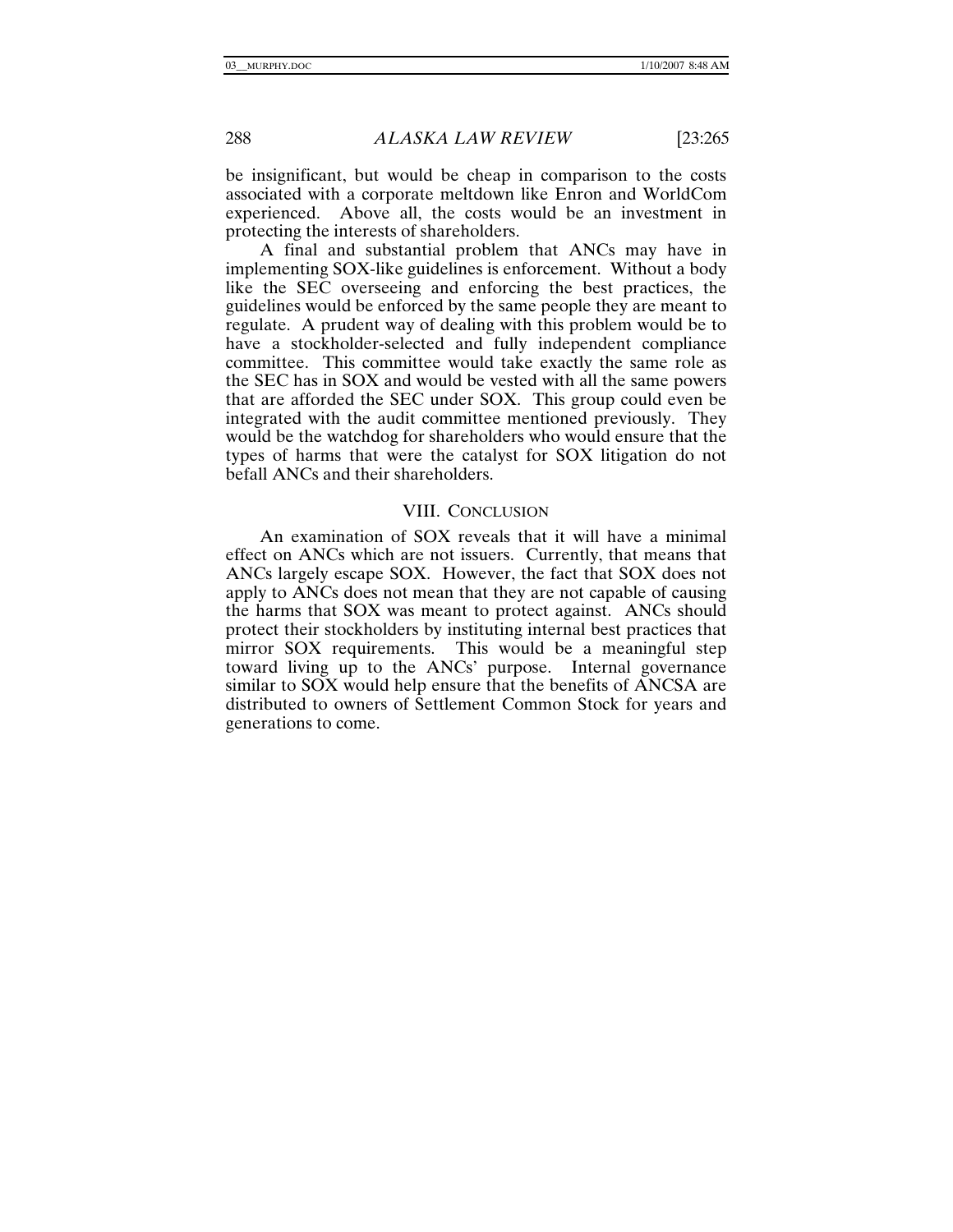be insignificant, but would be cheap in comparison to the costs associated with a corporate meltdown like Enron and WorldCom experienced. Above all, the costs would be an investment in protecting the interests of shareholders.

A final and substantial problem that ANCs may have in implementing SOX-like guidelines is enforcement. Without a body like the SEC overseeing and enforcing the best practices, the guidelines would be enforced by the same people they are meant to regulate. A prudent way of dealing with this problem would be to have a stockholder-selected and fully independent compliance committee. This committee would take exactly the same role as the SEC has in SOX and would be vested with all the same powers that are afforded the SEC under SOX. This group could even be integrated with the audit committee mentioned previously. They would be the watchdog for shareholders who would ensure that the types of harms that were the catalyst for SOX litigation do not befall ANCs and their shareholders.

## VIII. CONCLUSION

An examination of SOX reveals that it will have a minimal effect on ANCs which are not issuers. Currently, that means that ANCs largely escape SOX. However, the fact that SOX does not apply to ANCs does not mean that they are not capable of causing the harms that SOX was meant to protect against. ANCs should protect their stockholders by instituting internal best practices that mirror SOX requirements. This would be a meaningful step toward living up to the ANCs' purpose. Internal governance similar to SOX would help ensure that the benefits of ANCSA are distributed to owners of Settlement Common Stock for years and generations to come.